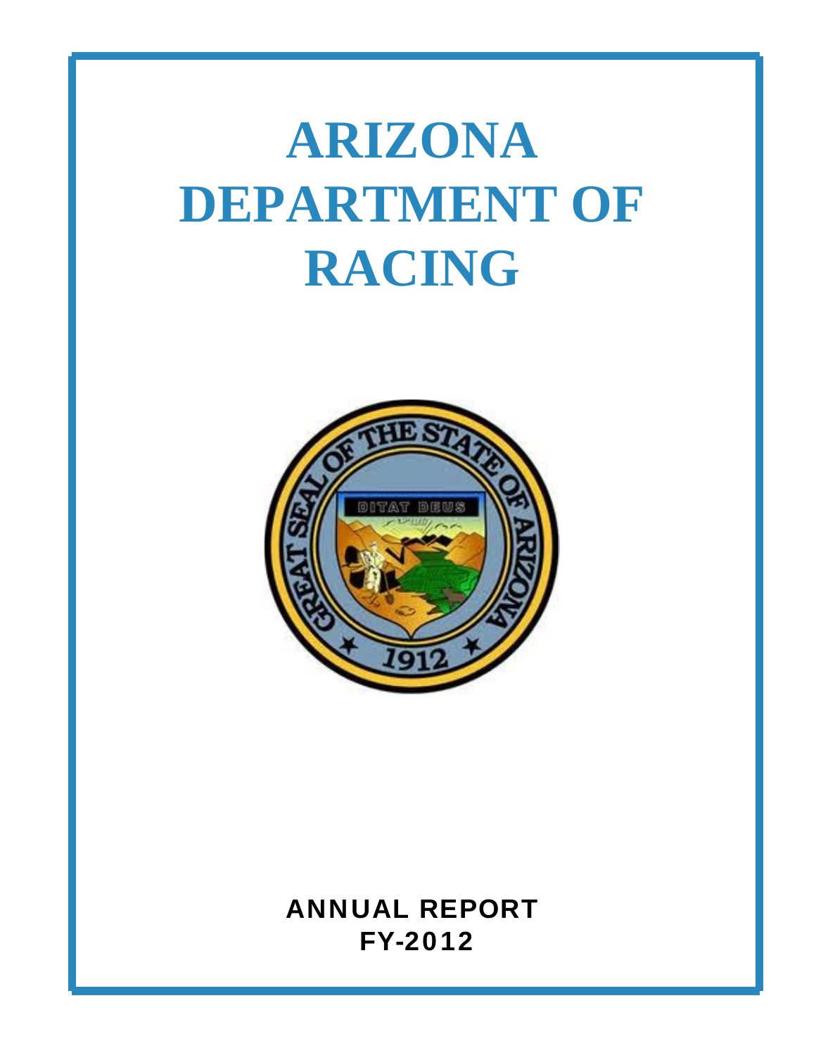# ARIZONA DEPARTMENT OF RACING

**ANNUAL REPORT**
**FY-2012**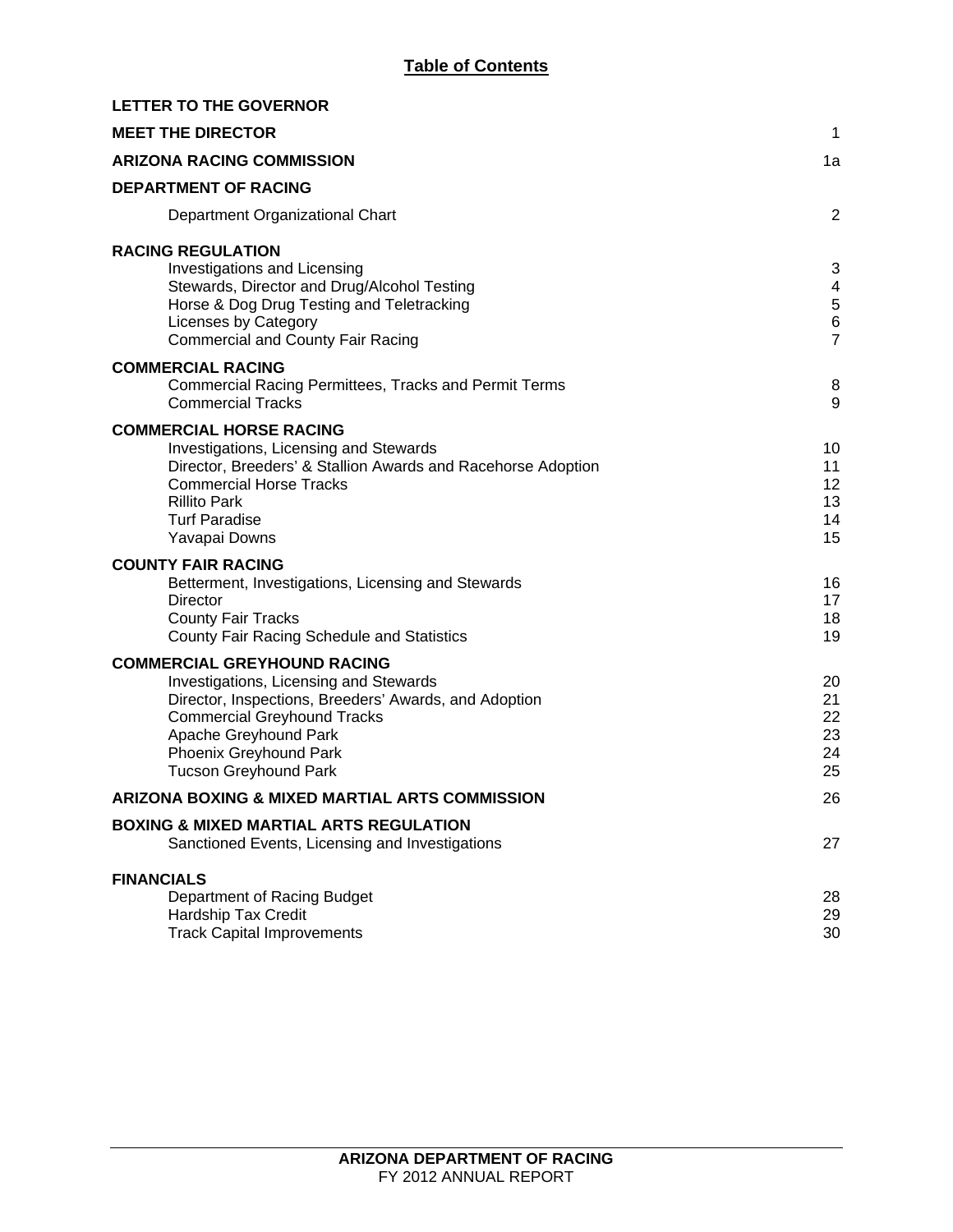# Table of Contents

| | |
|---|---|
| **LETTER TO THE GOVERNOR** | |
| **MEET THE DIRECTOR** | 1 |
| **ARIZONA RACING COMMISSION** | 1a |
| **DEPARTMENT OF RACING** | |
| Department Organizational Chart | 2 |
| **RACING REGULATION** | |
| Investigations and Licensing | 3 |
| Stewards, Director and Drug/Alcohol Testing | 4 |
| Horse & Dog Drug Testing and Teletracking | 5 |
| Licenses by Category | 6 |
| Commercial and County Fair Racing | 7 |
| **COMMERCIAL RACING** | |
| Commercial Racing Permittees, Tracks and Permit Terms | 8 |
| Commercial Tracks | 9 |
| **COMMERCIAL HORSE RACING** | |
| Investigations, Licensing and Stewards | 10 |
| Director, Breeders' & Stallion Awards and Racehorse Adoption | 11 |
| Commercial Horse Tracks | 12 |
| Rillito Park | 13 |
| Turf Paradise | 14 |
| Yavapai Downs | 15 |
| **COUNTY FAIR RACING** | |
| Betterment, Investigations, Licensing and Stewards | 16 |
| Director | 17 |
| County Fair Tracks | 18 |
| County Fair Racing Schedule and Statistics | 19 |
| **COMMERCIAL GREYHOUND RACING** | |
| Investigations, Licensing and Stewards | 20 |
| Director, Inspections, Breeders' Awards, and Adoption | 21 |
| Commercial Greyhound Tracks | 22 |
| Apache Greyhound Park | 23 |
| Phoenix Greyhound Park | 24 |
| Tucson Greyhound Park | 25 |
| **ARIZONA BOXING & MIXED MARTIAL ARTS COMMISSION** | 26 |
| **BOXING & MIXED MARTIAL ARTS REGULATION** | |
| Sanctioned Events, Licensing and Investigations | 27 |
| **FINANCIALS** | |
| Department of Racing Budget | 28 |
| Hardship Tax Credit | 29 |
| Track Capital Improvements | 30 |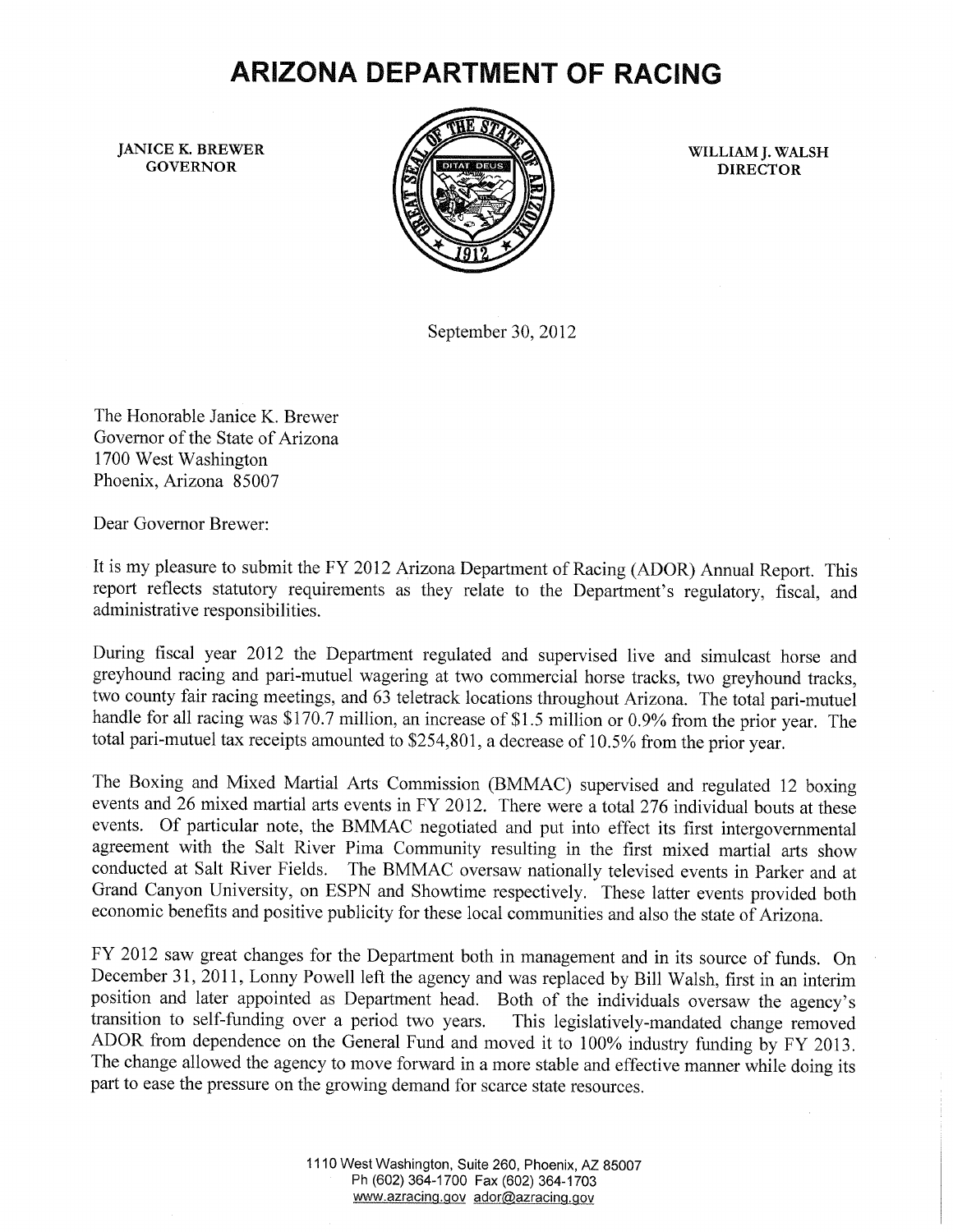# ARIZONA DEPARTMENT OF RACING

JANICE K. BREWER
GOVERNOR

WILLIAM J. WALSH
DIRECTOR

September 30, 2012

The Honorable Janice K. Brewer
Governor of the State of Arizona
1700 West Washington
Phoenix, Arizona 85007

Dear Governor Brewer:

It is my pleasure to submit the FY 2012 Arizona Department of Racing (ADOR) Annual Report. This report reflects statutory requirements as they relate to the Department's regulatory, fiscal, and administrative responsibilities.

During fiscal year 2012 the Department regulated and supervised live and simulcast horse and greyhound racing and pari-mutuel wagering at two commercial horse tracks, two greyhound tracks, two county fair racing meetings, and 63 teletrack locations throughout Arizona. The total pari-mutuel handle for all racing was $170.7 million, an increase of $1.5 million or 0.9% from the prior year. The total pari-mutuel tax receipts amounted to $254,801, a decrease of 10.5% from the prior year.

The Boxing and Mixed Martial Arts Commission (BMMAC) supervised and regulated 12 boxing events and 26 mixed martial arts events in FY 2012. There were a total 276 individual bouts at these events. Of particular note, the BMMAC negotiated and put into effect its first intergovernmental agreement with the Salt River Pima Community resulting in the first mixed martial arts show conducted at Salt River Fields. The BMMAC oversaw nationally televised events in Parker and at Grand Canyon University, on ESPN and Showtime respectively. These latter events provided both economic benefits and positive publicity for these local communities and also the state of Arizona.

FY 2012 saw great changes for the Department both in management and in its source of funds. On December 31, 2011, Lonny Powell left the agency and was replaced by Bill Walsh, first in an interim position and later appointed as Department head. Both of the individuals oversaw the agency's transition to self-funding over a period two years. This legislatively-mandated change removed ADOR from dependence on the General Fund and moved it to 100% industry funding by FY 2013. The change allowed the agency to move forward in a more stable and effective manner while doing its part to ease the pressure on the growing demand for scarce state resources.

1110 West Washington, Suite 260, Phoenix, AZ 85007
Ph (602) 364-1700 Fax (602) 364-1703
www.azracing.gov ador@azracing.gov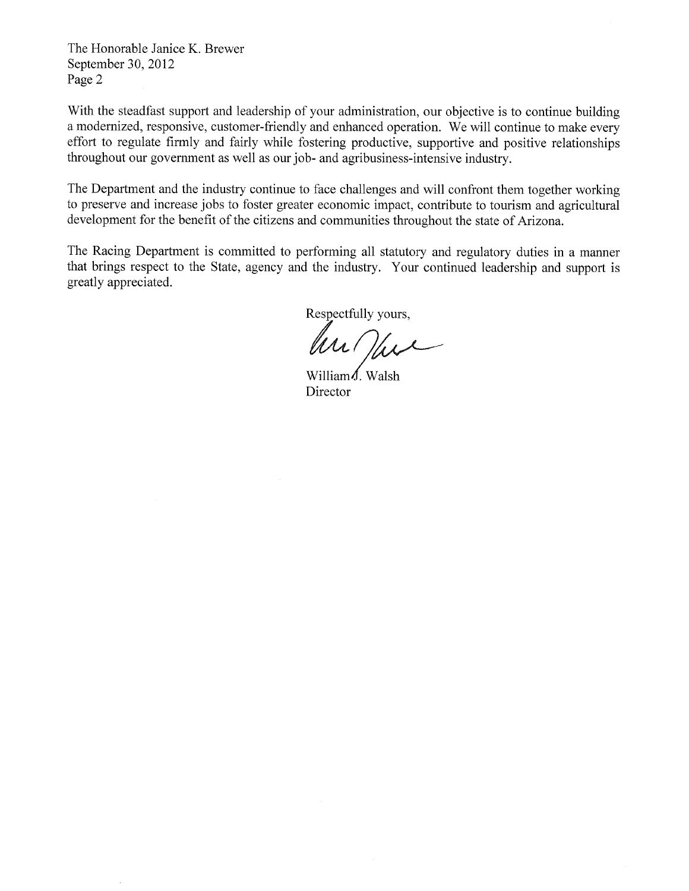The Honorable Janice K. Brewer
September 30, 2012
Page 2

With the steadfast support and leadership of your administration, our objective is to continue building a modernized, responsive, customer-friendly and enhanced operation. We will continue to make every effort to regulate firmly and fairly while fostering productive, supportive and positive relationships throughout our government as well as our job- and agribusiness-intensive industry.

The Department and the industry continue to face challenges and will confront them together working to preserve and increase jobs to foster greater economic impact, contribute to tourism and agricultural development for the benefit of the citizens and communities throughout the state of Arizona.

The Racing Department is committed to performing all statutory and regulatory duties in a manner that brings respect to the State, agency and the industry. Your continued leadership and support is greatly appreciated.

Respectfully yours,

William J. Walsh
Director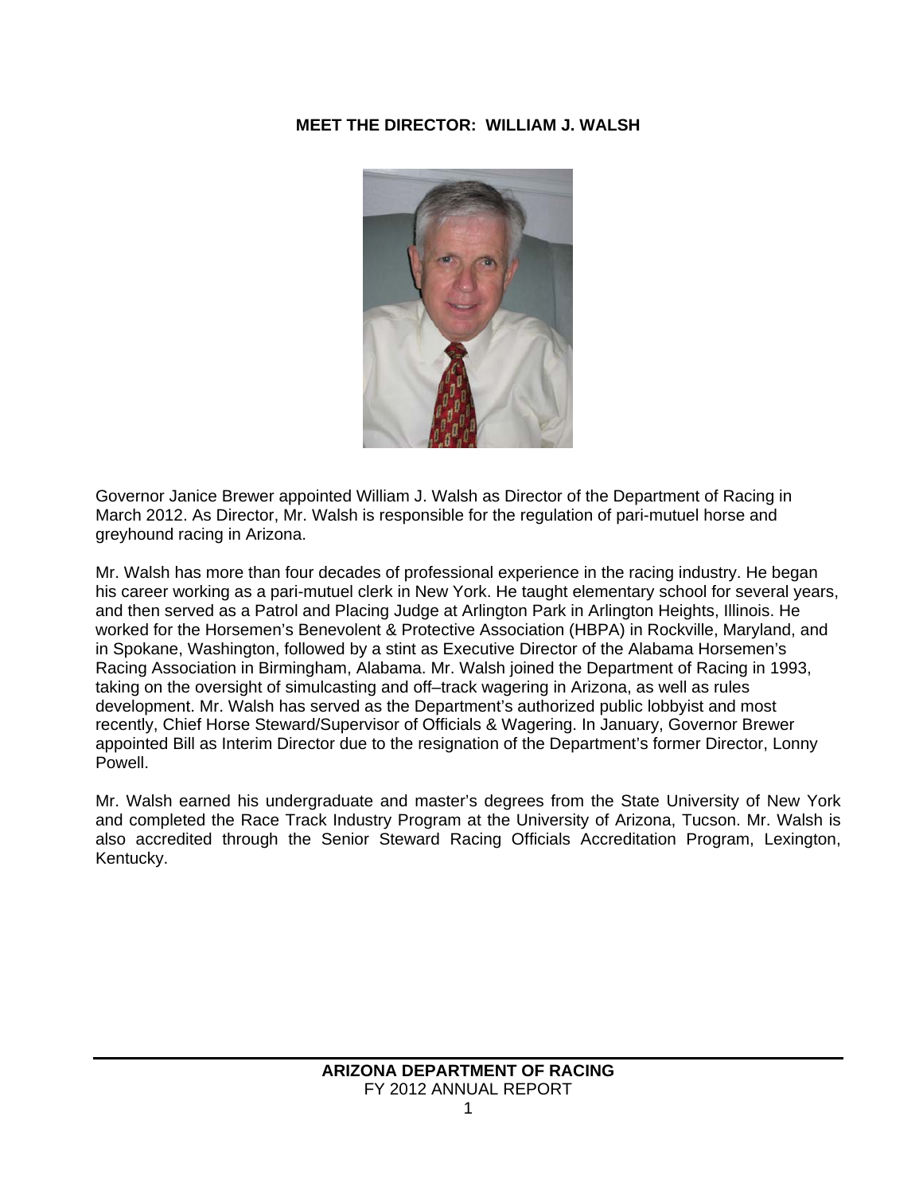# MEET THE DIRECTOR: WILLIAM J. WALSH

Governor Janice Brewer appointed William J. Walsh as Director of the Department of Racing in March 2012. As Director, Mr. Walsh is responsible for the regulation of pari-mutuel horse and greyhound racing in Arizona.

Mr. Walsh has more than four decades of professional experience in the racing industry. He began his career working as a pari-mutuel clerk in New York. He taught elementary school for several years, and then served as a Patrol and Placing Judge at Arlington Park in Arlington Heights, Illinois. He worked for the Horsemen's Benevolent & Protective Association (HBPA) in Rockville, Maryland, and in Spokane, Washington, followed by a stint as Executive Director of the Alabama Horsemen's Racing Association in Birmingham, Alabama. Mr. Walsh joined the Department of Racing in 1993, taking on the oversight of simulcasting and off–track wagering in Arizona, as well as rules development. Mr. Walsh has served as the Department's authorized public lobbyist and most recently, Chief Horse Steward/Supervisor of Officials & Wagering. In January, Governor Brewer appointed Bill as Interim Director due to the resignation of the Department's former Director, Lonny Powell.

Mr. Walsh earned his undergraduate and master's degrees from the State University of New York and completed the Race Track Industry Program at the University of Arizona, Tucson. Mr. Walsh is also accredited through the Senior Steward Racing Officials Accreditation Program, Lexington, Kentucky.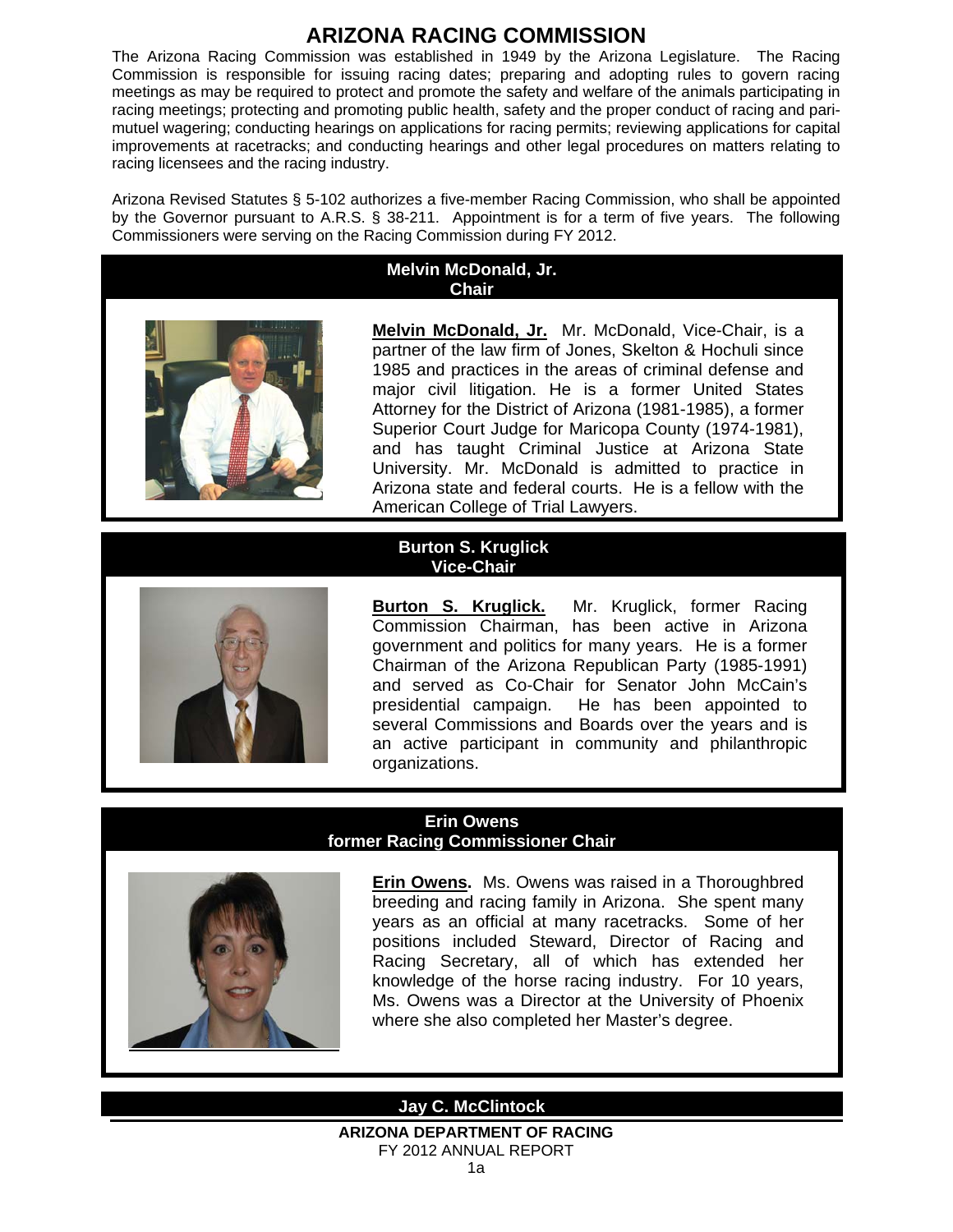# ARIZONA RACING COMMISSION

The Arizona Racing Commission was established in 1949 by the Arizona Legislature. The Racing Commission is responsible for issuing racing dates; preparing and adopting rules to govern racing meetings as may be required to protect and promote the safety and welfare of the animals participating in racing meetings; protecting and promoting public health, safety and the proper conduct of racing and pari-mutuel wagering; conducting hearings on applications for racing permits; reviewing applications for capital improvements at racetracks; and conducting hearings and other legal procedures on matters relating to racing licensees and the racing industry.

Arizona Revised Statutes § 5-102 authorizes a five-member Racing Commission, who shall be appointed by the Governor pursuant to A.R.S. § 38-211. Appointment is for a term of five years. The following Commissioners were serving on the Racing Commission during FY 2012.

### Melvin McDonald, Jr.
### Chair

**Melvin McDonald, Jr.** Mr. McDonald, Vice-Chair, is a partner of the law firm of Jones, Skelton & Hochuli since 1985 and practices in the areas of criminal defense and major civil litigation. He is a former United States Attorney for the District of Arizona (1981-1985), a former Superior Court Judge for Maricopa County (1974-1981), and has taught Criminal Justice at Arizona State University. Mr. McDonald is admitted to practice in Arizona state and federal courts. He is a fellow with the American College of Trial Lawyers.

### Burton S. Kruglick
### Vice-Chair

**Burton S. Kruglick.** Mr. Kruglick, former Racing Commission Chairman, has been active in Arizona government and politics for many years. He is a former Chairman of the Arizona Republican Party (1985-1991) and served as Co-Chair for Senator John McCain's presidential campaign. He has been appointed to several Commissions and Boards over the years and is an active participant in community and philanthropic organizations.

### Erin Owens
### former Racing Commissioner Chair

**Erin Owens.** Ms. Owens was raised in a Thoroughbred breeding and racing family in Arizona. She spent many years as an official at many racetracks. Some of her positions included Steward, Director of Racing and Racing Secretary, all of which has extended her knowledge of the horse racing industry. For 10 years, Ms. Owens was a Director at the University of Phoenix where she also completed her Master's degree.

### Jay C. McClintock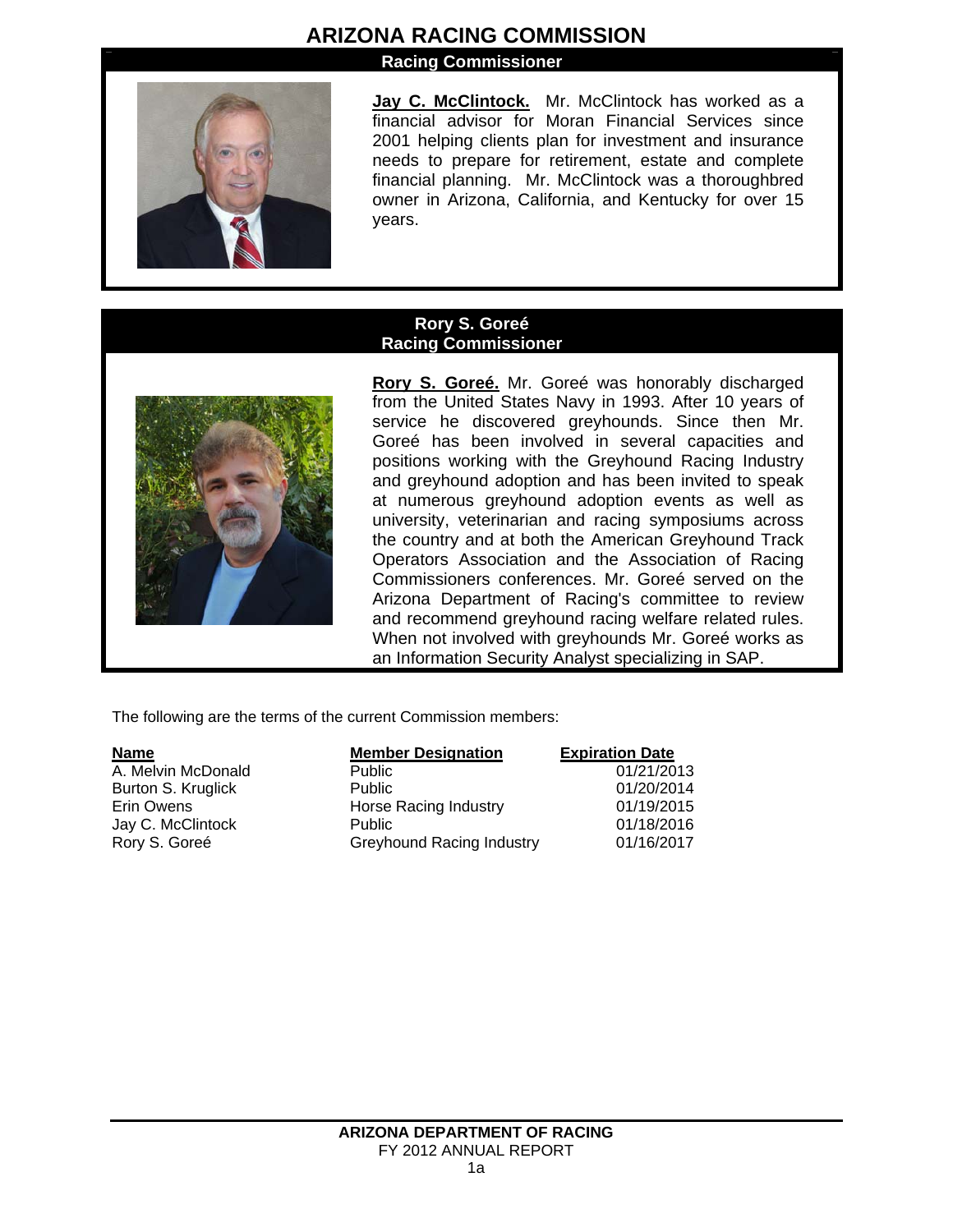# ARIZONA RACING COMMISSION

## Racing Commissioner

**Jay C. McClintock.** Mr. McClintock has worked as a financial advisor for Moran Financial Services since 2001 helping clients plan for investment and insurance needs to prepare for retirement, estate and complete financial planning. Mr. McClintock was a thoroughbred owner in Arizona, California, and Kentucky for over 15 years.

## Rory S. Goreé
## Racing Commissioner

**Rory S. Goreé.** Mr. Goreé was honorably discharged from the United States Navy in 1993. After 10 years of service he discovered greyhounds. Since then Mr. Goreé has been involved in several capacities and positions working with the Greyhound Racing Industry and greyhound adoption and has been invited to speak at numerous greyhound adoption events as well as university, veterinarian and racing symposiums across the country and at both the American Greyhound Track Operators Association and the Association of Racing Commissioners conferences. Mr. Goreé served on the Arizona Department of Racing's committee to review and recommend greyhound racing welfare related rules. When not involved with greyhounds Mr. Goreé works as an Information Security Analyst specializing in SAP.

The following are the terms of the current Commission members:

| Name | Member Designation | Expiration Date |
|---|---|---|
| A. Melvin McDonald | Public | 01/21/2013 |
| Burton S. Kruglick | Public | 01/20/2014 |
| Erin Owens | Horse Racing Industry | 01/19/2015 |
| Jay C. McClintock | Public | 01/18/2016 |
| Rory S. Goreé | Greyhound Racing Industry | 01/16/2017 |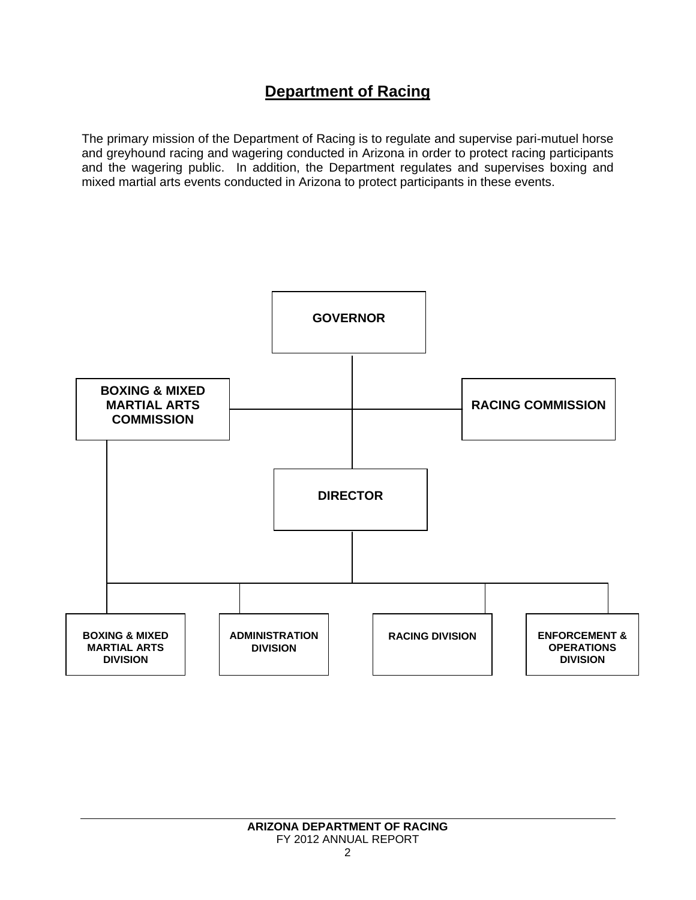## Department of Racing

The primary mission of the Department of Racing is to regulate and supervise pari-mutuel horse and greyhound racing and wagering conducted in Arizona in order to protect racing participants and the wagering public. In addition, the Department regulates and supervises boxing and mixed martial arts events conducted in Arizona to protect participants in these events.

**GOVERNOR**

**BOXING & MIXED MARTIAL ARTS COMMISSION**

**RACING COMMISSION**

**DIRECTOR**

**BOXING & MIXED MARTIAL ARTS DIVISION**

**ADMINISTRATION DIVISION**

**RACING DIVISION**

**ENFORCEMENT & OPERATIONS DIVISION**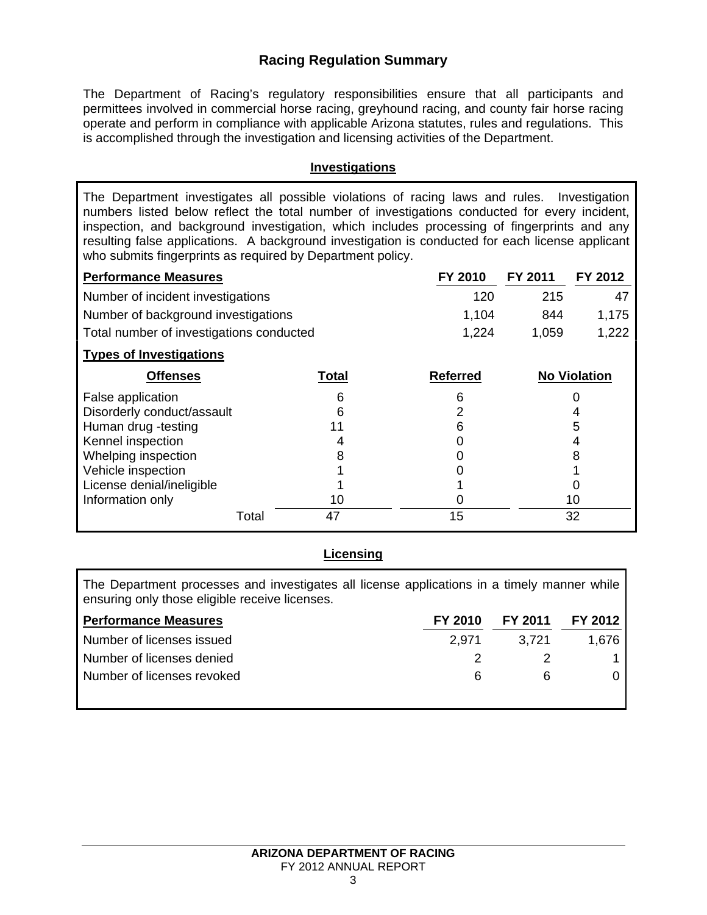# Racing Regulation Summary

The Department of Racing's regulatory responsibilities ensure that all participants and permittees involved in commercial horse racing, greyhound racing, and county fair horse racing operate and perform in compliance with applicable Arizona statutes, rules and regulations. This is accomplished through the investigation and licensing activities of the Department.

## Investigations

The Department investigates all possible violations of racing laws and rules. Investigation numbers listed below reflect the total number of investigations conducted for every incident, inspection, and background investigation, which includes processing of fingerprints and any resulting false applications. A background investigation is conducted for each license applicant who submits fingerprints as required by Department policy.

| Performance Measures | FY 2010 | FY 2011 | FY 2012 |
|---|---|---|---|
| Number of incident investigations | 120 | 215 | 47 |
| Number of background investigations | 1,104 | 844 | 1,175 |
| Total number of investigations conducted | 1,224 | 1,059 | 1,222 |

**Types of Investigations**

| Offenses | Total | Referred | No Violation |
|---|---|---|---|
| False application | 6 | 6 | 0 |
| Disorderly conduct/assault | 6 | 2 | 4 |
| Human drug -testing | 11 | 6 | 5 |
| Kennel inspection | 4 | 0 | 4 |
| Whelping inspection | 8 | 0 | 8 |
| Vehicle inspection | 1 | 0 | 1 |
| License denial/ineligible | 1 | 1 | 0 |
| Information only | 10 | 0 | 10 |
| Total | 47 | 15 | 32 |

## Licensing

The Department processes and investigates all license applications in a timely manner while ensuring only those eligible receive licenses.

| Performance Measures | FY 2010 | FY 2011 | FY 2012 |
|---|---|---|---|
| Number of licenses issued | 2,971 | 3,721 | 1,676 |
| Number of licenses denied | 2 | 2 | 1 |
| Number of licenses revoked | 6 | 6 | 0 |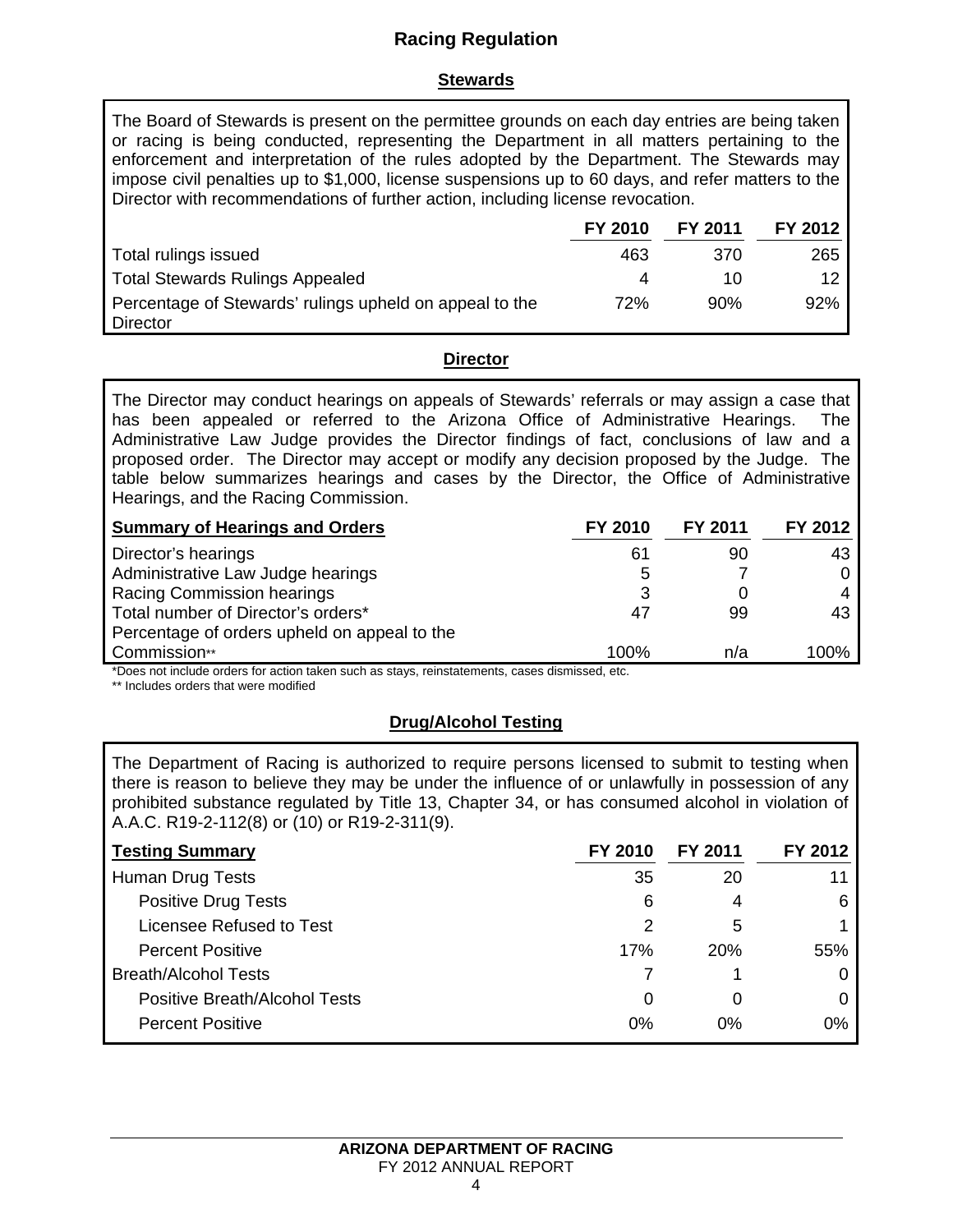# Racing Regulation

## Stewards

The Board of Stewards is present on the permittee grounds on each day entries are being taken or racing is being conducted, representing the Department in all matters pertaining to the enforcement and interpretation of the rules adopted by the Department. The Stewards may impose civil penalties up to $1,000, license suspensions up to 60 days, and refer matters to the Director with recommendations of further action, including license revocation.

| | FY 2010 | FY 2011 | FY 2012 |
|---|---|---|---|
| Total rulings issued | 463 | 370 | 265 |
| Total Stewards Rulings Appealed | 4 | 10 | 12 |
| Percentage of Stewards' rulings upheld on appeal to the Director | 72% | 90% | 92% |

## Director

The Director may conduct hearings on appeals of Stewards' referrals or may assign a case that has been appealed or referred to the Arizona Office of Administrative Hearings. The Administrative Law Judge provides the Director findings of fact, conclusions of law and a proposed order. The Director may accept or modify any decision proposed by the Judge. The table below summarizes hearings and cases by the Director, the Office of Administrative Hearings, and the Racing Commission.

| Summary of Hearings and Orders | FY 2010 | FY 2011 | FY 2012 |
|---|---|---|---|
| Director's hearings | 61 | 90 | 43 |
| Administrative Law Judge hearings | 5 | 7 | 0 |
| Racing Commission hearings | 3 | 0 | 4 |
| Total number of Director's orders* | 47 | 99 | 43 |
| Percentage of orders upheld on appeal to the Commission** | 100% | n/a | 100% |

*Does not include orders for action taken such as stays, reinstatements, cases dismissed, etc.

** Includes orders that were modified

## Drug/Alcohol Testing

The Department of Racing is authorized to require persons licensed to submit to testing when there is reason to believe they may be under the influence of or unlawfully in possession of any prohibited substance regulated by Title 13, Chapter 34, or has consumed alcohol in violation of A.A.C. R19-2-112(8) or (10) or R19-2-311(9).

| Testing Summary | FY 2010 | FY 2011 | FY 2012 |
|---|---|---|---|
| Human Drug Tests | 35 | 20 | 11 |
| Positive Drug Tests | 6 | 4 | 6 |
| Licensee Refused to Test | 2 | 5 | 1 |
| Percent Positive | 17% | 20% | 55% |
| Breath/Alcohol Tests | 7 | 1 | 0 |
| Positive Breath/Alcohol Tests | 0 | 0 | 0 |
| Percent Positive | 0% | 0% | 0% |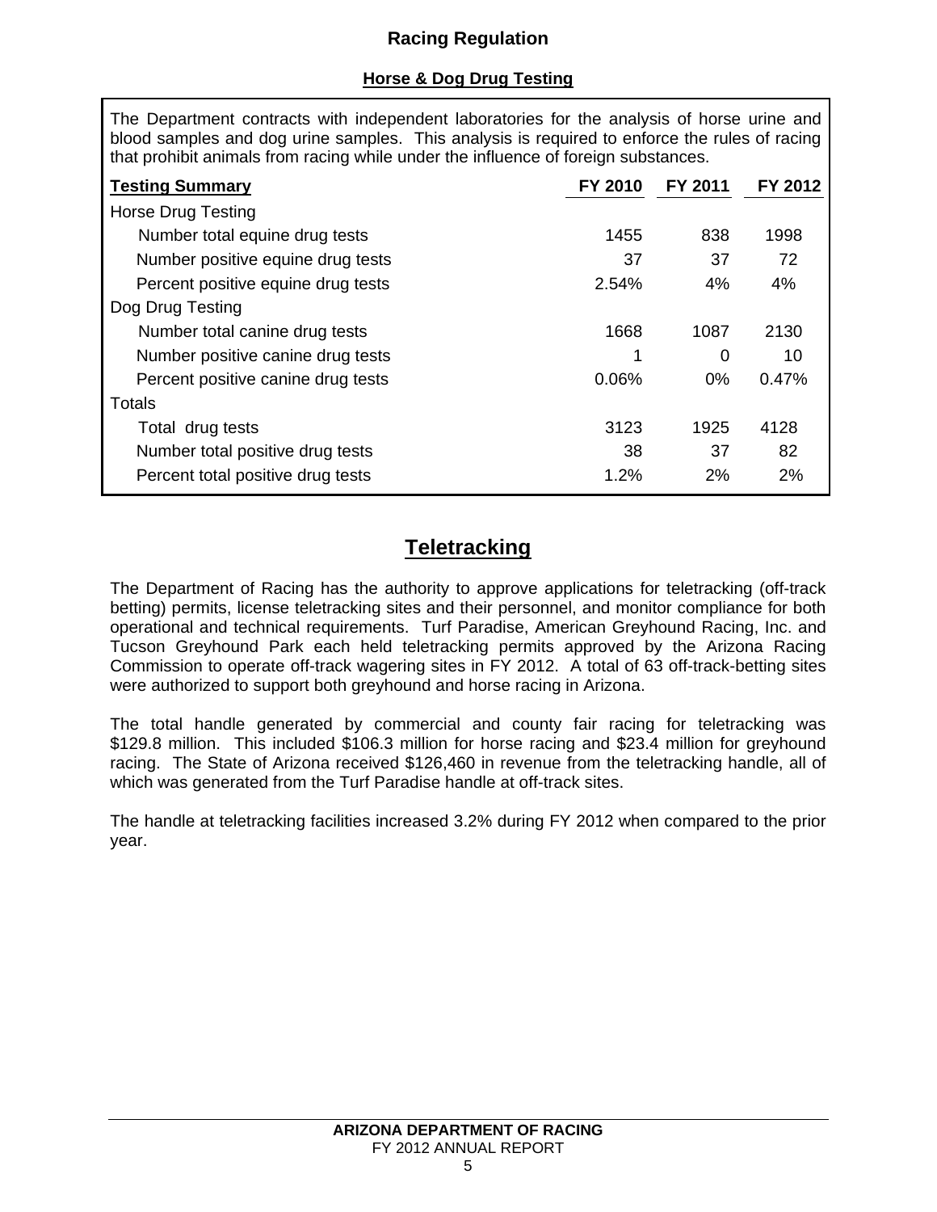# Racing Regulation

## Horse & Dog Drug Testing

The Department contracts with independent laboratories for the analysis of horse urine and blood samples and dog urine samples. This analysis is required to enforce the rules of racing that prohibit animals from racing while under the influence of foreign substances.

| Testing Summary | FY 2010 | FY 2011 | FY 2012 |
|---|---|---|---|
| Horse Drug Testing | | | |
| Number total equine drug tests | 1455 | 838 | 1998 |
| Number positive equine drug tests | 37 | 37 | 72 |
| Percent positive equine drug tests | 2.54% | 4% | 4% |
| Dog Drug Testing | | | |
| Number total canine drug tests | 1668 | 1087 | 2130 |
| Number positive canine drug tests | 1 | 0 | 10 |
| Percent positive canine drug tests | 0.06% | 0% | 0.47% |
| Totals | | | |
| Total drug tests | 3123 | 1925 | 4128 |
| Number total positive drug tests | 38 | 37 | 82 |
| Percent total positive drug tests | 1.2% | 2% | 2% |

# Teletracking

The Department of Racing has the authority to approve applications for teletracking (off-track betting) permits, license teletracking sites and their personnel, and monitor compliance for both operational and technical requirements. Turf Paradise, American Greyhound Racing, Inc. and Tucson Greyhound Park each held teletracking permits approved by the Arizona Racing Commission to operate off-track wagering sites in FY 2012. A total of 63 off-track-betting sites were authorized to support both greyhound and horse racing in Arizona.

The total handle generated by commercial and county fair racing for teletracking was $129.8 million. This included $106.3 million for horse racing and $23.4 million for greyhound racing. The State of Arizona received $126,460 in revenue from the teletracking handle, all of which was generated from the Turf Paradise handle at off-track sites.

The handle at teletracking facilities increased 3.2% during FY 2012 when compared to the prior year.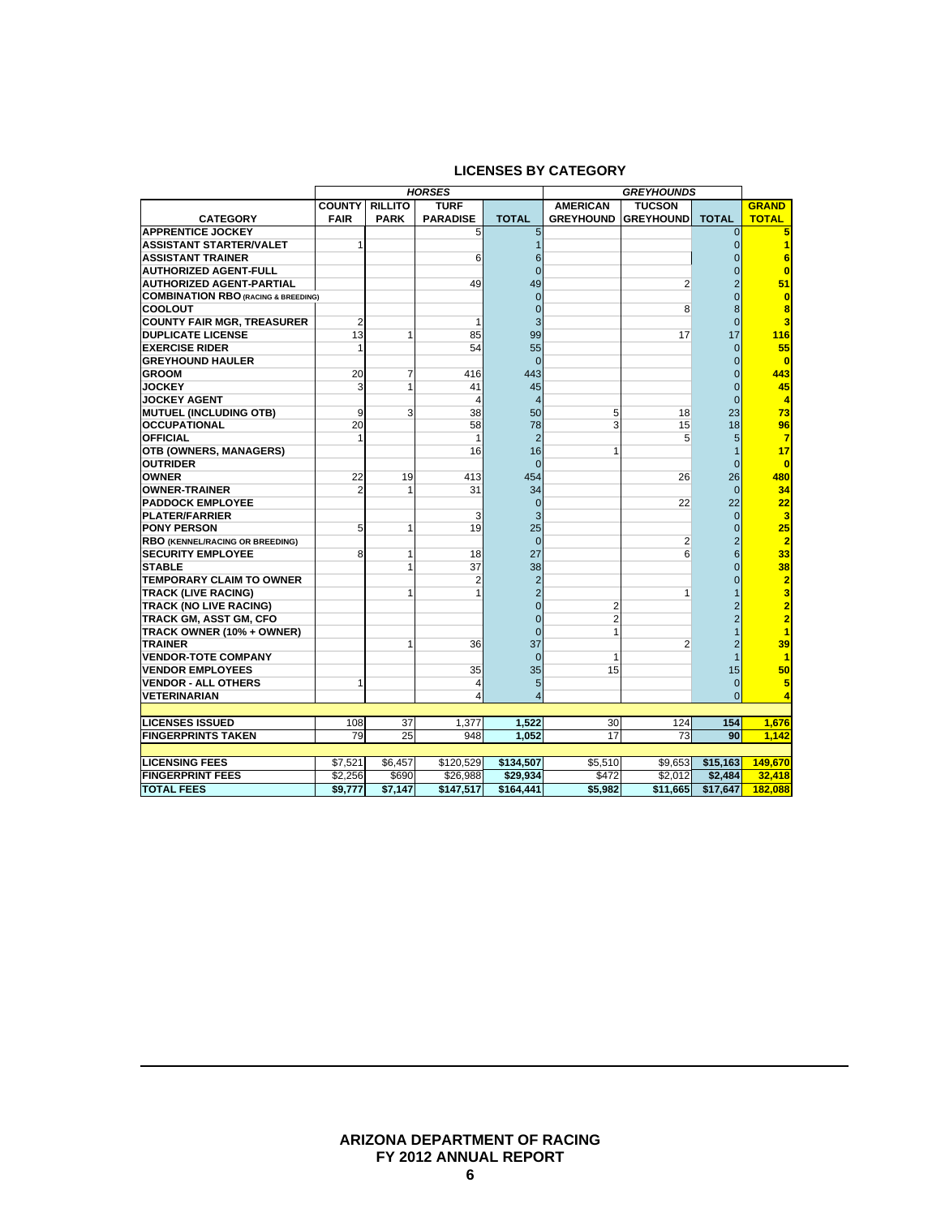## LICENSES BY CATEGORY

| | *HORSES* | | | | *GREYHOUNDS* | | | |
|---|---|---|---|---|---|---|---|---|
| **CATEGORY** | **COUNTY FAIR** | **RILLITO PARK** | **TURF PARADISE** | **TOTAL** | **AMERICAN GREYHOUND** | **TUCSON GREYHOUND** | **TOTAL** | **GRAND TOTAL** |
| **APPRENTICE JOCKEY** | | | 5 | 5 | | | 0 | 5 |
| **ASSISTANT STARTER/VALET** | 1 | | | 1 | | | 0 | 1 |
| **ASSISTANT TRAINER** | | | 6 | 6 | | | 0 | 6 |
| **AUTHORIZED AGENT-FULL** | | | | 0 | | | 0 | 0 |
| **AUTHORIZED AGENT-PARTIAL** | | | 49 | 49 | | 2 | 2 | 51 |
| **COMBINATION RBO (RACING & BREEDING)** | | | | 0 | | | 0 | 0 |
| **COOLOUT** | | | | 0 | | 8 | 8 | 8 |
| **COUNTY FAIR MGR, TREASURER** | 2 | | 1 | 3 | | | 0 | 3 |
| **DUPLICATE LICENSE** | 13 | 1 | 85 | 99 | | 17 | 17 | 116 |
| **EXERCISE RIDER** | 1 | | 54 | 55 | | | 0 | 55 |
| **GREYHOUND HAULER** | | | | 0 | | | 0 | 0 |
| **GROOM** | 20 | 7 | 416 | 443 | | | 0 | 443 |
| **JOCKEY** | 3 | 1 | 41 | 45 | | | 0 | 45 |
| **JOCKEY AGENT** | | | 4 | 4 | | | 0 | 4 |
| **MUTUEL (INCLUDING OTB)** | 9 | 3 | 38 | 50 | 5 | 18 | 23 | 73 |
| **OCCUPATIONAL** | 20 | | 58 | 78 | 3 | 15 | 18 | 96 |
| **OFFICIAL** | 1 | | 1 | 2 | | 5 | 5 | 7 |
| **OTB (OWNERS, MANAGERS)** | | | 16 | 16 | 1 | | 1 | 17 |
| **OUTRIDER** | | | | 0 | | | 0 | 0 |
| **OWNER** | 22 | 19 | 413 | 454 | | 26 | 26 | 480 |
| **OWNER-TRAINER** | 2 | 1 | 31 | 34 | | | 0 | 34 |
| **PADDOCK EMPLOYEE** | | | | 0 | | 22 | 22 | 22 |
| **PLATER/FARRIER** | | | 3 | 3 | | | 0 | 3 |
| **PONY PERSON** | 5 | 1 | 19 | 25 | | | 0 | 25 |
| **RBO (KENNEL/RACING OR BREEDING)** | | | | 0 | | 2 | 2 | 2 |
| **SECURITY EMPLOYEE** | 8 | 1 | 18 | 27 | | 6 | 6 | 33 |
| **STABLE** | | 1 | 37 | 38 | | | 0 | 38 |
| **TEMPORARY CLAIM TO OWNER** | | | 2 | 2 | | | 0 | 2 |
| **TRACK (LIVE RACING)** | | 1 | 1 | 2 | | 1 | 1 | 3 |
| **TRACK (NO LIVE RACING)** | | | | 0 | 2 | | 2 | 2 |
| **TRACK GM, ASST GM, CFO** | | | | 0 | 2 | | 2 | 2 |
| **TRACK OWNER (10% + OWNER)** | | | | 0 | 1 | | 1 | 1 |
| **TRAINER** | | 1 | 36 | 37 | | 2 | 2 | 39 |
| **VENDOR-TOTE COMPANY** | | | | 0 | 1 | | 1 | 1 |
| **VENDOR EMPLOYEES** | | | 35 | 35 | 15 | | 15 | 50 |
| **VENDOR - ALL OTHERS** | 1 | | 4 | 5 | | | 0 | 5 |
| **VETERINARIAN** | | | 4 | 4 | | | 0 | 4 |
| | | | | | | | | |
| **LICENSES ISSUED** | 108 | 37 | 1,377 | 1,522 | 30 | 124 | 154 | 1,676 |
| **FINGERPRINTS TAKEN** | 79 | 25 | 948 | 1,052 | 17 | 73 | 90 | 1,142 |
| | | | | | | | | |
| **LICENSING FEES** | $7,521 | $6,457 | $120,529 | $134,507 | $5,510 | $9,653 | $15,163 | 149,670 |
| **FINGERPRINT FEES** | $2,256 | $690 | $26,988 | $29,934 | $472 | $2,012 | $2,484 | 32,418 |
| **TOTAL FEES** | $9,777 | $7,147 | $147,517 | $164,441 | $5,982 | $11,665 | $17,647 | 182,088 |

**ARIZONA DEPARTMENT OF RACING**
**FY 2012 ANNUAL REPORT**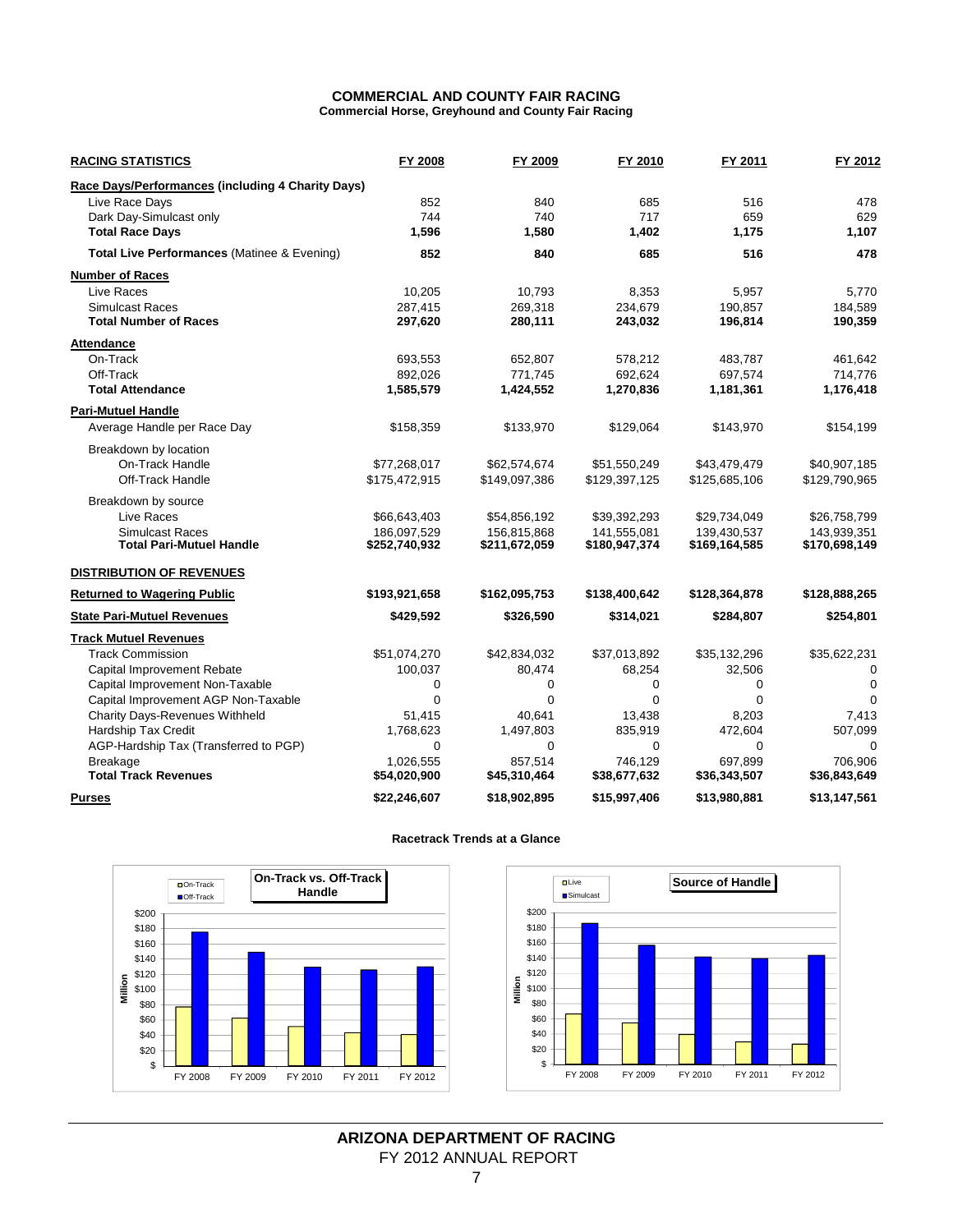# COMMERCIAL AND COUNTY FAIR RACING

**Commercial Horse, Greyhound and County Fair Racing**

| RACING STATISTICS | FY 2008 | FY 2009 | FY 2010 | FY 2011 | FY 2012 |
|---|---|---|---|---|---|
| **Race Days/Performances (including 4 Charity Days)** | | | | | |
| Live Race Days | 852 | 840 | 685 | 516 | 478 |
| Dark Day-Simulcast only | 744 | 740 | 717 | 659 | 629 |
| **Total Race Days** | **1,596** | **1,580** | **1,402** | **1,175** | **1,107** |
| **Total Live Performances** (Matinee & Evening) | **852** | **840** | **685** | **516** | **478** |
| **Number of Races** | | | | | |
| Live Races | 10,205 | 10,793 | 8,353 | 5,957 | 5,770 |
| Simulcast Races | 287,415 | 269,318 | 234,679 | 190,857 | 184,589 |
| **Total Number of Races** | **297,620** | **280,111** | **243,032** | **196,814** | **190,359** |
| **Attendance** | | | | | |
| On-Track | 693,553 | 652,807 | 578,212 | 483,787 | 461,642 |
| Off-Track | 892,026 | 771,745 | 692,624 | 697,574 | 714,776 |
| **Total Attendance** | **1,585,579** | **1,424,552** | **1,270,836** | **1,181,361** | **1,176,418** |
| **Pari-Mutuel Handle** | | | | | |
| Average Handle per Race Day | $158,359 | $133,970 | $129,064 | $143,970 | $154,199 |
| Breakdown by location | | | | | |
| On-Track Handle | $77,268,017 | $62,574,674 | $51,550,249 | $43,479,479 | $40,907,185 |
| Off-Track Handle | $175,472,915 | $149,097,386 | $129,397,125 | $125,685,106 | $129,790,965 |
| Breakdown by source | | | | | |
| Live Races | $66,643,403 | $54,856,192 | $39,392,293 | $29,734,049 | $26,758,799 |
| Simulcast Races | 186,097,529 | 156,815,868 | 141,555,081 | 139,430,537 | 143,939,351 |
| **Total Pari-Mutuel Handle** | **$252,740,932** | **$211,672,059** | **$180,947,374** | **$169,164,585** | **$170,698,149** |
| **DISTRIBUTION OF REVENUES** | | | | | |
| **Returned to Wagering Public** | **$193,921,658** | **$162,095,753** | **$138,400,642** | **$128,364,878** | **$128,888,265** |
| **State Pari-Mutuel Revenues** | **$429,592** | **$326,590** | **$314,021** | **$284,807** | **$254,801** |
| **Track Mutuel Revenues** | | | | | |
| Track Commission | $51,074,270 | $42,834,032 | $37,013,892 | $35,132,296 | $35,622,231 |
| Capital Improvement Rebate | 100,037 | 80,474 | 68,254 | 32,506 | 0 |
| Capital Improvement Non-Taxable | 0 | 0 | 0 | 0 | 0 |
| Capital Improvement AGP Non-Taxable | 0 | 0 | 0 | 0 | 0 |
| Charity Days-Revenues Withheld | 51,415 | 40,641 | 13,438 | 8,203 | 7,413 |
| Hardship Tax Credit | 1,768,623 | 1,497,803 | 835,919 | 472,604 | 507,099 |
| AGP-Hardship Tax (Transferred to PGP) | 0 | 0 | 0 | 0 | 0 |
| Breakage | 1,026,555 | 857,514 | 746,129 | 697,899 | 706,906 |
| **Total Track Revenues** | **$54,020,900** | **$45,310,464** | **$38,677,632** | **$36,343,507** | **$36,843,649** |
| **Purses** | **$22,246,607** | **$18,902,895** | **$15,997,406** | **$13,980,881** | **$13,147,561** |

**Racetrack Trends at a Glance**

**On-Track vs. Off-Track Handle**

**Source of Handle**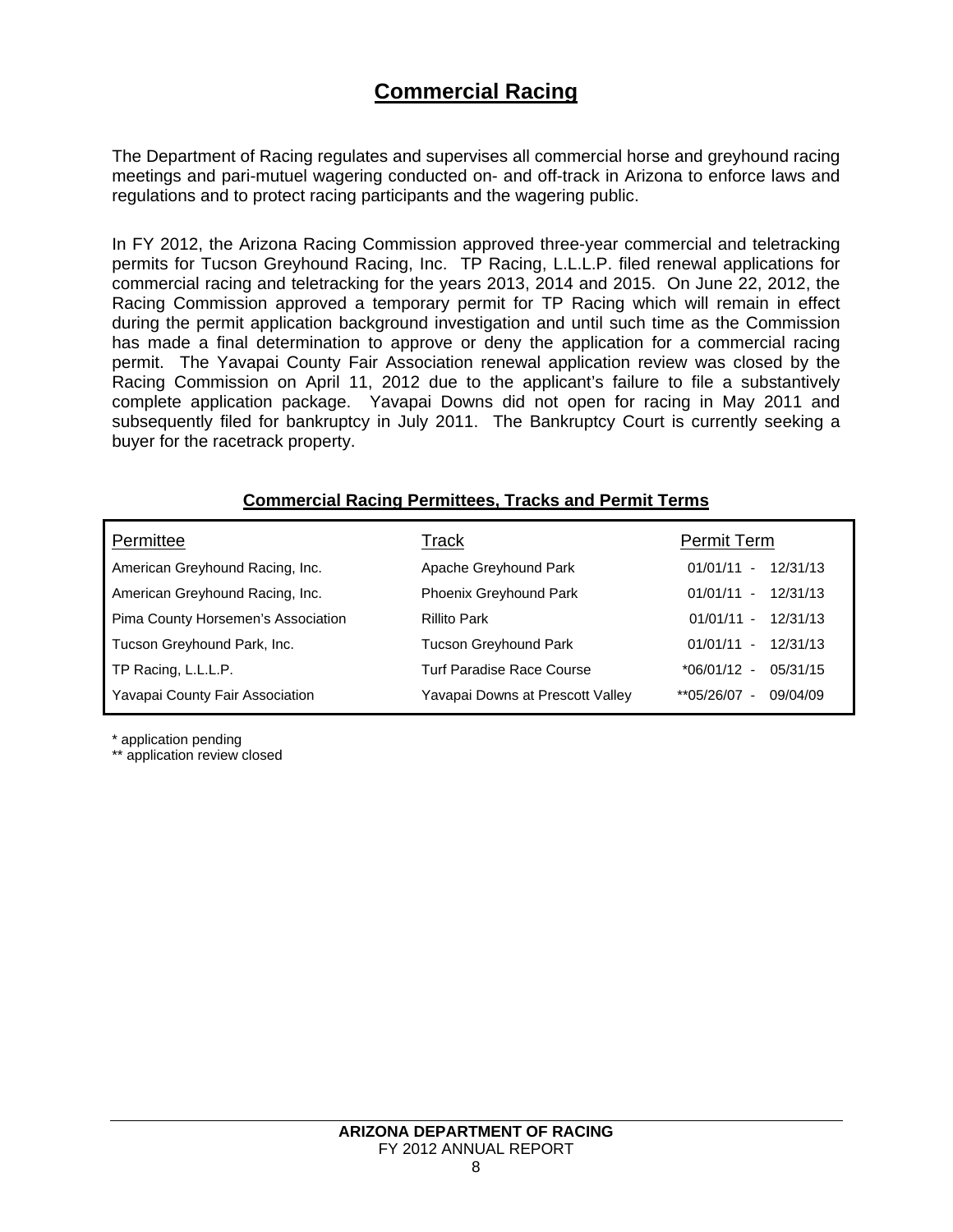# Commercial Racing

The Department of Racing regulates and supervises all commercial horse and greyhound racing meetings and pari-mutuel wagering conducted on- and off-track in Arizona to enforce laws and regulations and to protect racing participants and the wagering public.

In FY 2012, the Arizona Racing Commission approved three-year commercial and teletracking permits for Tucson Greyhound Racing, Inc. TP Racing, L.L.L.P. filed renewal applications for commercial racing and teletracking for the years 2013, 2014 and 2015. On June 22, 2012, the Racing Commission approved a temporary permit for TP Racing which will remain in effect during the permit application background investigation and until such time as the Commission has made a final determination to approve or deny the application for a commercial racing permit. The Yavapai County Fair Association renewal application review was closed by the Racing Commission on April 11, 2012 due to the applicant's failure to file a substantively complete application package. Yavapai Downs did not open for racing in May 2011 and subsequently filed for bankruptcy in July 2011. The Bankruptcy Court is currently seeking a buyer for the racetrack property.

## Commercial Racing Permittees, Tracks and Permit Terms

| Permittee | Track | Permit Term |
|---|---|---|
| American Greyhound Racing, Inc. | Apache Greyhound Park | 01/01/11 - 12/31/13 |
| American Greyhound Racing, Inc. | Phoenix Greyhound Park | 01/01/11 - 12/31/13 |
| Pima County Horsemen's Association | Rillito Park | 01/01/11 - 12/31/13 |
| Tucson Greyhound Park, Inc. | Tucson Greyhound Park | 01/01/11 - 12/31/13 |
| TP Racing, L.L.L.P. | Turf Paradise Race Course | *06/01/12 - 05/31/15 |
| Yavapai County Fair Association | Yavapai Downs at Prescott Valley | **05/26/07 - 09/04/09 |

* application pending

** application review closed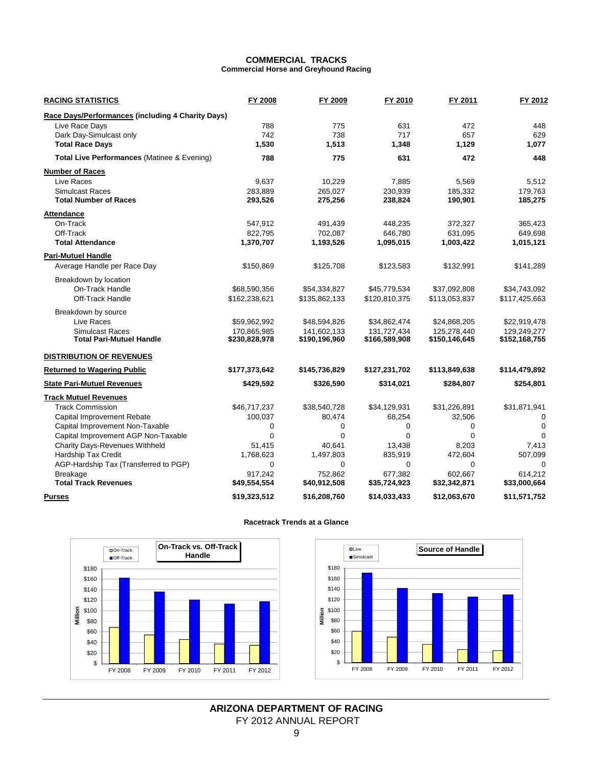# COMMERCIAL TRACKS

## Commercial Horse and Greyhound Racing

| RACING STATISTICS | FY 2008 | FY 2009 | FY 2010 | FY 2011 | FY 2012 |
|---|---|---|---|---|---|
| **Race Days/Performances (including 4 Charity Days)** | | | | | |
| Live Race Days | 788 | 775 | 631 | 472 | 448 |
| Dark Day-Simulcast only | 742 | 738 | 717 | 657 | 629 |
| **Total Race Days** | **1,530** | **1,513** | **1,348** | **1,129** | **1,077** |
| **Total Live Performances** (Matinee & Evening) | **788** | **775** | **631** | **472** | **448** |
| **Number of Races** | | | | | |
| Live Races | 9,637 | 10,229 | 7,885 | 5,569 | 5,512 |
| Simulcast Races | 283,889 | 265,027 | 230,939 | 185,332 | 179,763 |
| **Total Number of Races** | **293,526** | **275,256** | **238,824** | **190,901** | **185,275** |
| **Attendance** | | | | | |
| On-Track | 547,912 | 491,439 | 448,235 | 372,327 | 365,423 |
| Off-Track | 822,795 | 702,087 | 646,780 | 631,095 | 649,698 |
| **Total Attendance** | **1,370,707** | **1,193,526** | **1,095,015** | **1,003,422** | **1,015,121** |
| **Pari-Mutuel Handle** | | | | | |
| Average Handle per Race Day | $150,869 | $125,708 | $123,583 | $132,991 | $141,289 |
| Breakdown by location | | | | | |
| On-Track Handle | $68,590,356 | $54,334,827 | $45,779,534 | $37,092,808 | $34,743,092 |
| Off-Track Handle | $162,238,621 | $135,862,133 | $120,810,375 | $113,053,837 | $117,425,663 |
| Breakdown by source | | | | | |
| Live Races | $59,962,992 | $48,594,826 | $34,862,474 | $24,868,205 | $22,919,478 |
| Simulcast Races | 170,865,985 | 141,602,133 | 131,727,434 | 125,278,440 | 129,249,277 |
| **Total Pari-Mutuel Handle** | **$230,828,978** | **$190,196,960** | **$166,589,908** | **$150,146,645** | **$152,168,755** |
| **DISTRIBUTION OF REVENUES** | | | | | |
| **Returned to Wagering Public** | **$177,373,642** | **$145,736,829** | **$127,231,702** | **$113,849,638** | **$114,479,892** |
| **State Pari-Mutuel Revenues** | **$429,592** | **$326,590** | **$314,021** | **$284,807** | **$254,801** |
| **Track Mutuel Revenues** | | | | | |
| Track Commission | $46,717,237 | $38,540,728 | $34,129,931 | $31,226,891 | $31,871,941 |
| Capital Improvement Rebate | 100,037 | 80,474 | 68,254 | 32,506 | 0 |
| Capital Improvement Non-Taxable | 0 | 0 | 0 | 0 | 0 |
| Capital Improvement AGP Non-Taxable | 0 | 0 | 0 | 0 | 0 |
| Charity Days-Revenues Withheld | 51,415 | 40,641 | 13,438 | 8,203 | 7,413 |
| Hardship Tax Credit | 1,768,623 | 1,497,803 | 835,919 | 472,604 | 507,099 |
| AGP-Hardship Tax (Transferred to PGP) | 0 | 0 | 0 | 0 | 0 |
| Breakage | 917,242 | 752,862 | 677,382 | 602,667 | 614,212 |
| **Total Track Revenues** | **$49,554,554** | **$40,912,508** | **$35,724,923** | **$32,342,871** | **$33,000,664** |
| **Purses** | **$19,323,512** | **$16,208,760** | **$14,033,433** | **$12,063,670** | **$11,571,752** |

**Racetrack Trends at a Glance**

**On-Track vs. Off-Track Handle**

| Million | FY 2008 | FY 2009 | FY 2010 | FY 2011 | FY 2012 |
|---|---|---|---|---|---|
| On-Track | $68.6 | $54.3 | $45.8 | $37.1 | $34.7 |
| Off-Track | $162.2 | $135.9 | $120.8 | $113.1 | $117.4 |

**Source of Handle**

| Million | FY 2008 | FY 2009 | FY 2010 | FY 2011 | FY 2012 |
|---|---|---|---|---|---|
| Live | $60.0 | $48.6 | $34.9 | $24.9 | $22.9 |
| Simulcast | $170.9 | $141.6 | $131.7 | $125.3 | $129.2 |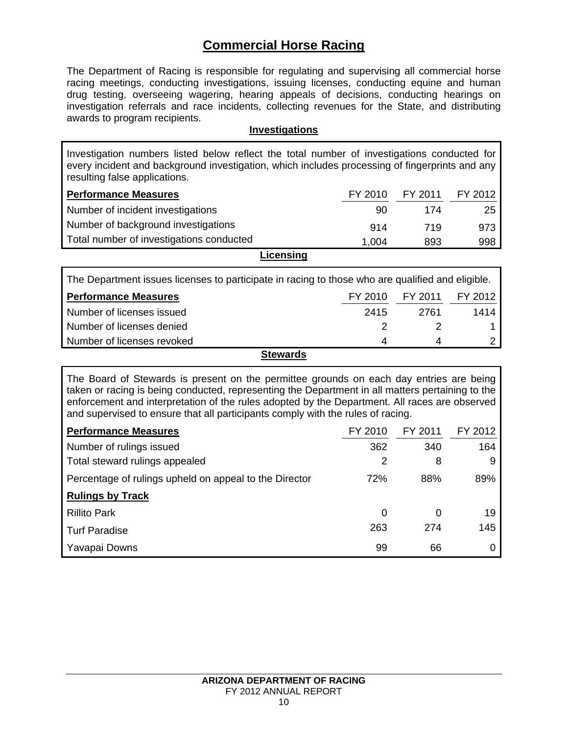# Commercial Horse Racing

The Department of Racing is responsible for regulating and supervising all commercial horse racing meetings, conducting investigations, issuing licenses, conducting equine and human drug testing, overseeing wagering, hearing appeals of decisions, conducting hearings on investigation referrals and race incidents, collecting revenues for the State, and distributing awards to program recipients.

## Investigations

Investigation numbers listed below reflect the total number of investigations conducted for every incident and background investigation, which includes processing of fingerprints and any resulting false applications.

| **Performance Measures** | FY 2010 | FY 2011 | FY 2012 |
|---|---|---|---|
| Number of incident investigations | 90 | 174 | 25 |
| Number of background investigations | 914 | 719 | 973 |
| Total number of investigations conducted | 1,004 | 893 | 998 |

## Licensing

The Department issues licenses to participate in racing to those who are qualified and eligible.

| **Performance Measures** | FY 2010 | FY 2011 | FY 2012 |
|---|---|---|---|
| Number of licenses issued | 2415 | 2761 | 1414 |
| Number of licenses denied | 2 | 2 | 1 |
| Number of licenses revoked | 4 | 4 | 2 |

## Stewards

The Board of Stewards is present on the permittee grounds on each day entries are being taken or racing is being conducted, representing the Department in all matters pertaining to the enforcement and interpretation of the rules adopted by the Department. All races are observed and supervised to ensure that all participants comply with the rules of racing.

| **Performance Measures** | FY 2010 | FY 2011 | FY 2012 |
|---|---|---|---|
| Number of rulings issued | 362 | 340 | 164 |
| Total steward rulings appealed | 2 | 8 | 9 |
| Percentage of rulings upheld on appeal to the Director | 72% | 88% | 89% |
| **Rulings by Track** | | | |
| Rillito Park | 0 | 0 | 19 |
| Turf Paradise | 263 | 274 | 145 |
| Yavapai Downs | 99 | 66 | 0 |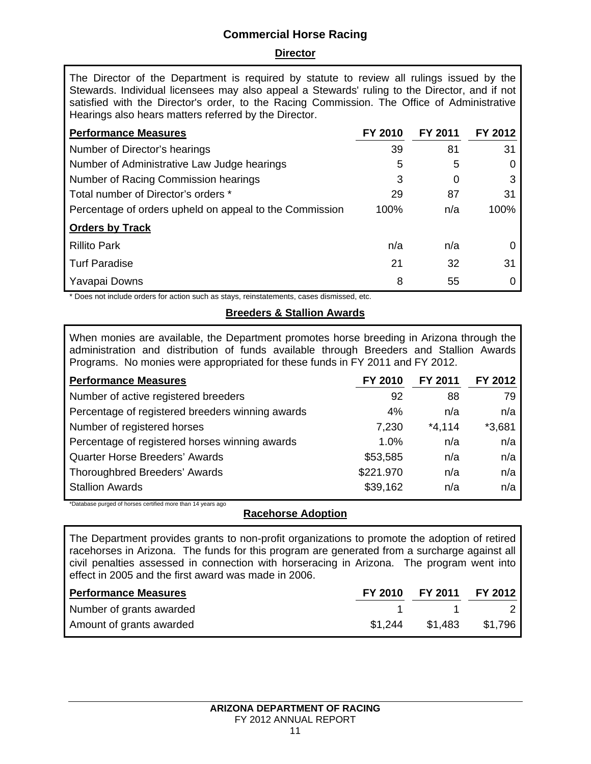# Commercial Horse Racing

## Director

The Director of the Department is required by statute to review all rulings issued by the Stewards. Individual licensees may also appeal a Stewards' ruling to the Director, and if not satisfied with the Director's order, to the Racing Commission. The Office of Administrative Hearings also hears matters referred by the Director.

| Performance Measures | FY 2010 | FY 2011 | FY 2012 |
|---|---|---|---|
| Number of Director's hearings | 39 | 81 | 31 |
| Number of Administrative Law Judge hearings | 5 | 5 | 0 |
| Number of Racing Commission hearings | 3 | 0 | 3 |
| Total number of Director's orders * | 29 | 87 | 31 |
| Percentage of orders upheld on appeal to the Commission | 100% | n/a | 100% |
| **Orders by Track** | | | |
| Rillito Park | n/a | n/a | 0 |
| Turf Paradise | 21 | 32 | 31 |
| Yavapai Downs | 8 | 55 | 0 |

\* Does not include orders for action such as stays, reinstatements, cases dismissed, etc.

## Breeders & Stallion Awards

When monies are available, the Department promotes horse breeding in Arizona through the administration and distribution of funds available through Breeders and Stallion Awards Programs. No monies were appropriated for these funds in FY 2011 and FY 2012.

| Performance Measures | FY 2010 | FY 2011 | FY 2012 |
|---|---|---|---|
| Number of active registered breeders | 92 | 88 | 79 |
| Percentage of registered breeders winning awards | 4% | n/a | n/a |
| Number of registered horses | 7,230 | *4,114 | *3,681 |
| Percentage of registered horses winning awards | 1.0% | n/a | n/a |
| Quarter Horse Breeders' Awards | $53,585 | n/a | n/a |
| Thoroughbred Breeders' Awards | $221.970 | n/a | n/a |
| Stallion Awards | $39,162 | n/a | n/a |

*Database purged of horses certified more than 14 years ago

## Racehorse Adoption

The Department provides grants to non-profit organizations to promote the adoption of retired racehorses in Arizona. The funds for this program are generated from a surcharge against all civil penalties assessed in connection with horseracing in Arizona. The program went into effect in 2005 and the first award was made in 2006.

| Performance Measures | FY 2010 | FY 2011 | FY 2012 |
|---|---|---|---|
| Number of grants awarded | 1 | 1 | 2 |
| Amount of grants awarded | $1,244 | $1,483 | $1,796 |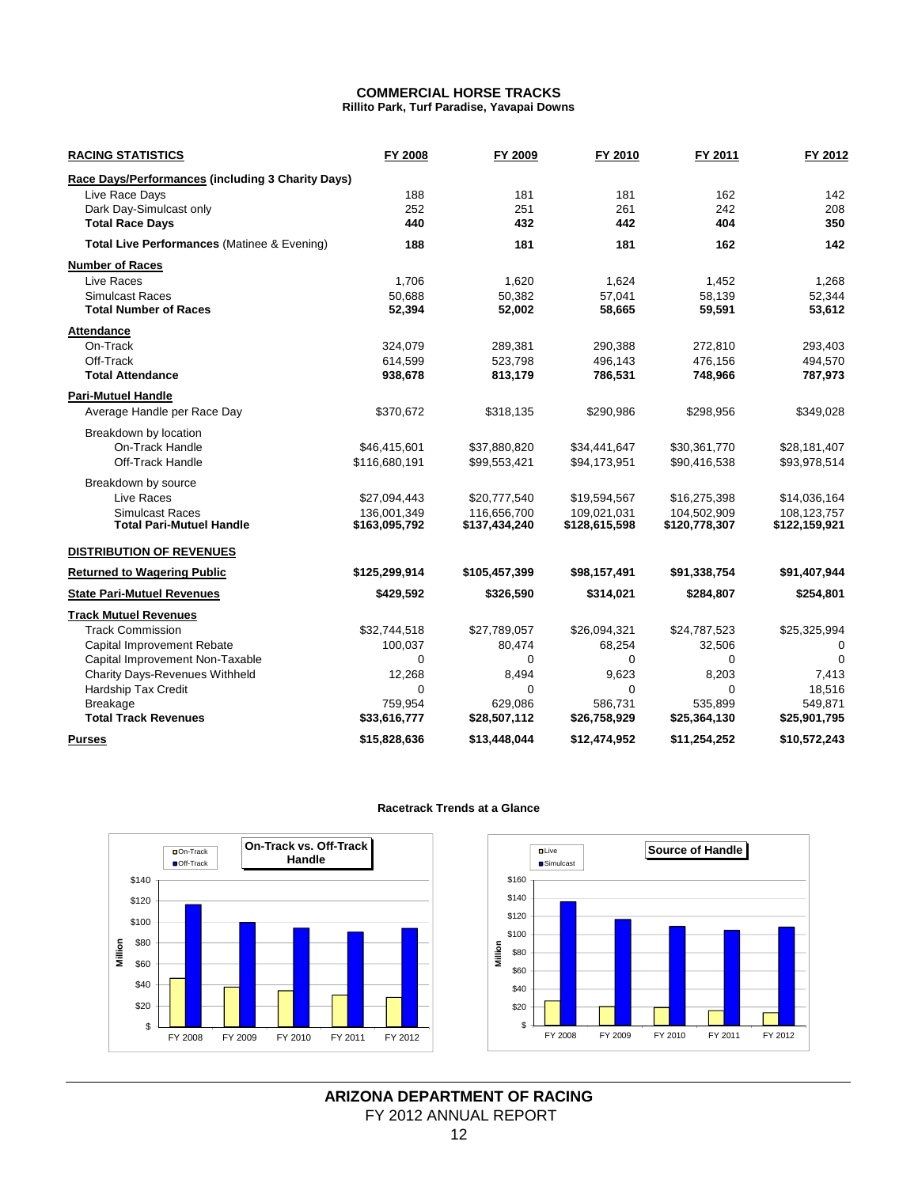# COMMERCIAL HORSE TRACKS

**Rillito Park, Turf Paradise, Yavapai Downs**

| RACING STATISTICS | FY 2008 | FY 2009 | FY 2010 | FY 2011 | FY 2012 |
|---|---|---|---|---|---|
| **Race Days/Performances (including 3 Charity Days)** | | | | | |
| Live Race Days | 188 | 181 | 181 | 162 | 142 |
| Dark Day-Simulcast only | 252 | 251 | 261 | 242 | 208 |
| **Total Race Days** | **440** | **432** | **442** | **404** | **350** |
| **Total Live Performances** (Matinee & Evening) | **188** | **181** | **181** | **162** | **142** |
| **Number of Races** | | | | | |
| Live Races | 1,706 | 1,620 | 1,624 | 1,452 | 1,268 |
| Simulcast Races | 50,688 | 50,382 | 57,041 | 58,139 | 52,344 |
| **Total Number of Races** | **52,394** | **52,002** | **58,665** | **59,591** | **53,612** |
| **Attendance** | | | | | |
| On-Track | 324,079 | 289,381 | 290,388 | 272,810 | 293,403 |
| Off-Track | 614,599 | 523,798 | 496,143 | 476,156 | 494,570 |
| **Total Attendance** | **938,678** | **813,179** | **786,531** | **748,966** | **787,973** |
| **Pari-Mutuel Handle** | | | | | |
| Average Handle per Race Day | $370,672 | $318,135 | $290,986 | $298,956 | $349,028 |
| Breakdown by location | | | | | |
| On-Track Handle | $46,415,601 | $37,880,820 | $34,441,647 | $30,361,770 | $28,181,407 |
| Off-Track Handle | $116,680,191 | $99,553,421 | $94,173,951 | $90,416,538 | $93,978,514 |
| Breakdown by source | | | | | |
| Live Races | $27,094,443 | $20,777,540 | $19,594,567 | $16,275,398 | $14,036,164 |
| Simulcast Races | 136,001,349 | 116,656,700 | 109,021,031 | 104,502,909 | 108,123,757 |
| **Total Pari-Mutuel Handle** | **$163,095,792** | **$137,434,240** | **$128,615,598** | **$120,778,307** | **$122,159,921** |
| **DISTRIBUTION OF REVENUES** | | | | | |
| **Returned to Wagering Public** | **$125,299,914** | **$105,457,399** | **$98,157,491** | **$91,338,754** | **$91,407,944** |
| **State Pari-Mutuel Revenues** | **$429,592** | **$326,590** | **$314,021** | **$284,807** | **$254,801** |
| **Track Mutuel Revenues** | | | | | |
| Track Commission | $32,744,518 | $27,789,057 | $26,094,321 | $24,787,523 | $25,325,994 |
| Capital Improvement Rebate | 100,037 | 80,474 | 68,254 | 32,506 | 0 |
| Capital Improvement Non-Taxable | 0 | 0 | 0 | 0 | 0 |
| Charity Days-Revenues Withheld | 12,268 | 8,494 | 9,623 | 8,203 | 7,413 |
| Hardship Tax Credit | 0 | 0 | 0 | 0 | 18,516 |
| Breakage | 759,954 | 629,086 | 586,731 | 535,899 | 549,871 |
| **Total Track Revenues** | **$33,616,777** | **$28,507,112** | **$26,758,929** | **$25,364,130** | **$25,901,795** |
| **Purses** | **$15,828,636** | **$13,448,044** | **$12,474,952** | **$11,254,252** | **$10,572,243** |

**Racetrack Trends at a Glance**

**On-Track vs. Off-Track Handle** (Million)

| | FY 2008 | FY 2009 | FY 2010 | FY 2011 | FY 2012 |
|---|---|---|---|---|---|
| On-Track | 46 | 38 | 34 | 30 | 28 |
| Off-Track | 117 | 100 | 94 | 90 | 94 |

**Source of Handle** (Million)

| | FY 2008 | FY 2009 | FY 2010 | FY 2011 | FY 2012 |
|---|---|---|---|---|---|
| Live | 27 | 21 | 20 | 16 | 14 |
| Simulcast | 136 | 117 | 109 | 105 | 108 |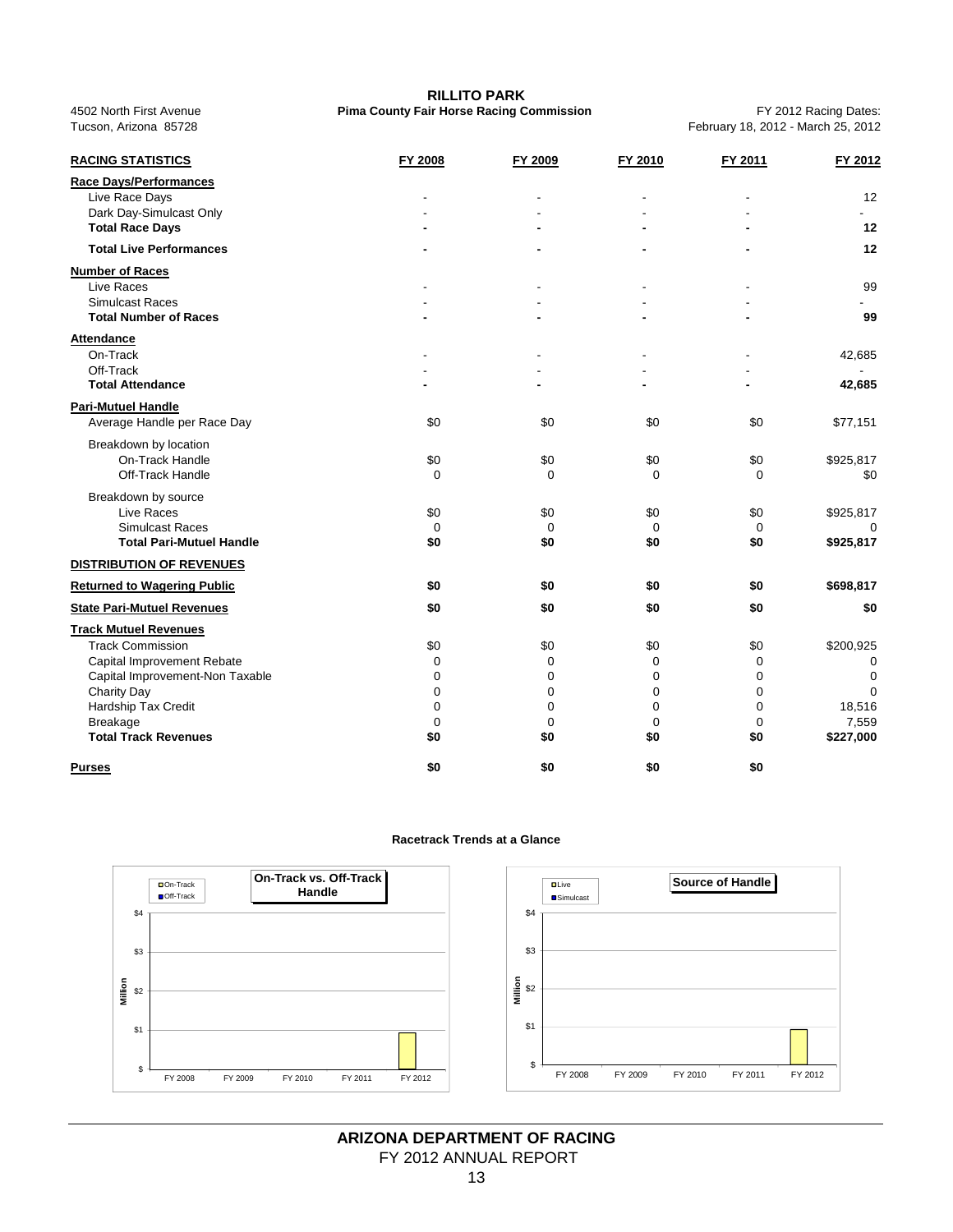# RILLITO PARK

**Pima County Fair Horse Racing Commission**

4502 North First Avenue
Tucson, Arizona 85728

FY 2012 Racing Dates:
February 18, 2012 - March 25, 2012

| RACING STATISTICS | FY 2008 | FY 2009 | FY 2010 | FY 2011 | FY 2012 |
|---|---|---|---|---|---|
| **Race Days/Performances** | | | | | |
| Live Race Days | - | - | - | - | 12 |
| Dark Day-Simulcast Only | - | - | - | - | - |
| **Total Race Days** | **-** | **-** | **-** | **-** | **12** |
| **Total Live Performances** | **-** | **-** | **-** | **-** | **12** |
| **Number of Races** | | | | | |
| Live Races | - | - | - | - | 99 |
| Simulcast Races | - | - | - | - | - |
| **Total Number of Races** | **-** | **-** | **-** | **-** | **99** |
| **Attendance** | | | | | |
| On-Track | - | - | - | - | 42,685 |
| Off-Track | - | - | - | - | - |
| **Total Attendance** | **-** | **-** | **-** | **-** | **42,685** |
| **Pari-Mutuel Handle** | | | | | |
| Average Handle per Race Day | $0 | $0 | $0 | $0 | $77,151 |
| Breakdown by location | | | | | |
| On-Track Handle | $0 | $0 | $0 | $0 | $925,817 |
| Off-Track Handle | 0 | 0 | 0 | 0 | $0 |
| Breakdown by source | | | | | |
| Live Races | $0 | $0 | $0 | $0 | $925,817 |
| Simulcast Races | 0 | 0 | 0 | 0 | 0 |
| **Total Pari-Mutuel Handle** | **$0** | **$0** | **$0** | **$0** | **$925,817** |
| **DISTRIBUTION OF REVENUES** | | | | | |
| **Returned to Wagering Public** | **$0** | **$0** | **$0** | **$0** | **$698,817** |
| **State Pari-Mutuel Revenues** | **$0** | **$0** | **$0** | **$0** | **$0** |
| **Track Mutuel Revenues** | | | | | |
| Track Commission | $0 | $0 | $0 | $0 | $200,925 |
| Capital Improvement Rebate | 0 | 0 | 0 | 0 | 0 |
| Capital Improvement-Non Taxable | 0 | 0 | 0 | 0 | 0 |
| Charity Day | 0 | 0 | 0 | 0 | 0 |
| Hardship Tax Credit | 0 | 0 | 0 | 0 | 18,516 |
| Breakage | 0 | 0 | 0 | 0 | 7,559 |
| **Total Track Revenues** | **$0** | **$0** | **$0** | **$0** | **$227,000** |
| **Purses** | **$0** | **$0** | **$0** | **$0** | |

**Racetrack Trends at a Glance**

**On-Track vs. Off-Track Handle**

**Source of Handle**

**ARIZONA DEPARTMENT OF RACING**
FY 2012 ANNUAL REPORT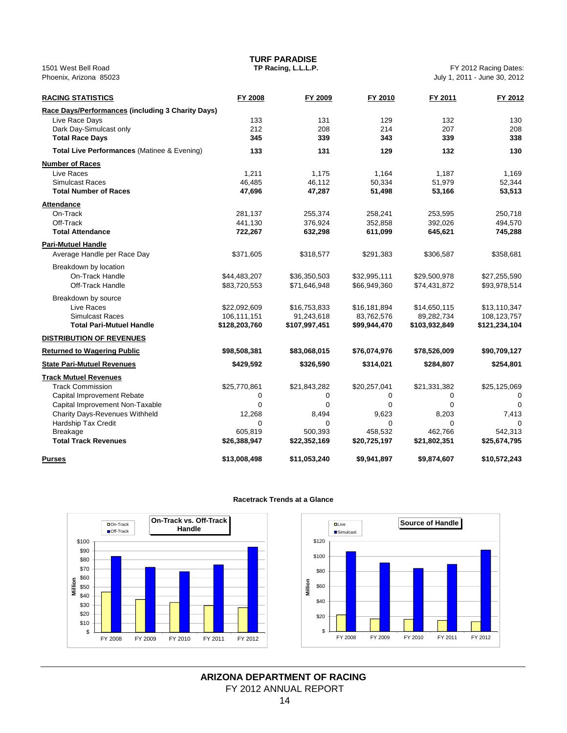**TURF PARADISE**
**TP Racing, L.L.L.P.**

1501 West Bell Road
Phoenix, Arizona 85023

FY 2012 Racing Dates:
July 1, 2011 - June 30, 2012

| RACING STATISTICS | FY 2008 | FY 2009 | FY 2010 | FY 2011 | FY 2012 |
|---|---|---|---|---|---|
| **Race Days/Performances (including 3 Charity Days)** | | | | | |
| Live Race Days | 133 | 131 | 129 | 132 | 130 |
| Dark Day-Simulcast only | 212 | 208 | 214 | 207 | 208 |
| **Total Race Days** | **345** | **339** | **343** | **339** | **338** |
| **Total Live Performances** (Matinee & Evening) | **133** | **131** | **129** | **132** | **130** |
| **Number of Races** | | | | | |
| Live Races | 1,211 | 1,175 | 1,164 | 1,187 | 1,169 |
| Simulcast Races | 46,485 | 46,112 | 50,334 | 51,979 | 52,344 |
| **Total Number of Races** | **47,696** | **47,287** | **51,498** | **53,166** | **53,513** |
| **Attendance** | | | | | |
| On-Track | 281,137 | 255,374 | 258,241 | 253,595 | 250,718 |
| Off-Track | 441,130 | 376,924 | 352,858 | 392,026 | 494,570 |
| **Total Attendance** | **722,267** | **632,298** | **611,099** | **645,621** | **745,288** |
| **Pari-Mutuel Handle** | | | | | |
| Average Handle per Race Day | $371,605 | $318,577 | $291,383 | $306,587 | $358,681 |
| Breakdown by location | | | | | |
| On-Track Handle | $44,483,207 | $36,350,503 | $32,995,111 | $29,500,978 | $27,255,590 |
| Off-Track Handle | $83,720,553 | $71,646,948 | $66,949,360 | $74,431,872 | $93,978,514 |
| Breakdown by source | | | | | |
| Live Races | $22,092,609 | $16,753,833 | $16,181,894 | $14,650,115 | $13,110,347 |
| Simulcast Races | 106,111,151 | 91,243,618 | 83,762,576 | 89,282,734 | 108,123,757 |
| **Total Pari-Mutuel Handle** | **$128,203,760** | **$107,997,451** | **$99,944,470** | **$103,932,849** | **$121,234,104** |
| **DISTRIBUTION OF REVENUES** | | | | | |
| **Returned to Wagering Public** | **$98,508,381** | **$83,068,015** | **$76,074,976** | **$78,526,009** | **$90,709,127** |
| **State Pari-Mutuel Revenues** | **$429,592** | **$326,590** | **$314,021** | **$284,807** | **$254,801** |
| **Track Mutuel Revenues** | | | | | |
| Track Commission | $25,770,861 | $21,843,282 | $20,257,041 | $21,331,382 | $25,125,069 |
| Capital Improvement Rebate | 0 | 0 | 0 | 0 | 0 |
| Capital Improvement Non-Taxable | 0 | 0 | 0 | 0 | 0 |
| Charity Days-Revenues Withheld | 12,268 | 8,494 | 9,623 | 8,203 | 7,413 |
| Hardship Tax Credit | 0 | 0 | 0 | 0 | 0 |
| Breakage | 605,819 | 500,393 | 458,532 | 462,766 | 542,313 |
| **Total Track Revenues** | **$26,388,947** | **$22,352,169** | **$20,725,197** | **$21,802,351** | **$25,674,795** |
| **Purses** | **$13,008,498** | **$11,053,240** | **$9,941,897** | **$9,874,607** | **$10,572,243** |

**Racetrack Trends at a Glance**

**On-Track vs. Off-Track Handle**

**Source of Handle**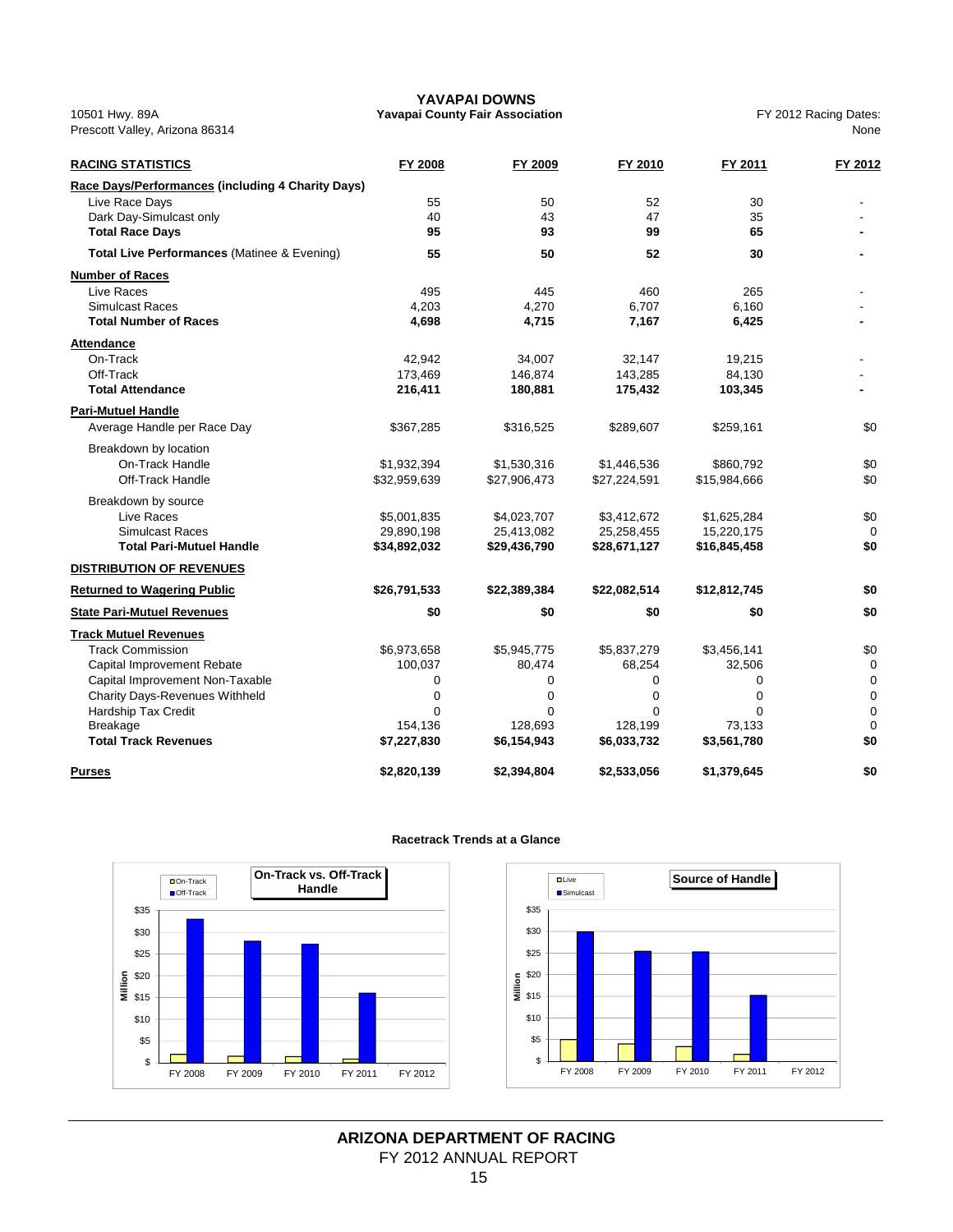# YAVAPAI DOWNS

**Yavapai County Fair Association**

10501 Hwy. 89A
Prescott Valley, Arizona 86314

FY 2012 Racing Dates:
None

| RACING STATISTICS | FY 2008 | FY 2009 | FY 2010 | FY 2011 | FY 2012 |
|---|---|---|---|---|---|
| **Race Days/Performances (including 4 Charity Days)** | | | | | |
| Live Race Days | 55 | 50 | 52 | 30 | - |
| Dark Day-Simulcast only | 40 | 43 | 47 | 35 | - |
| **Total Race Days** | **95** | **93** | **99** | **65** | **-** |
| **Total Live Performances** (Matinee & Evening) | **55** | **50** | **52** | **30** | **-** |
| **Number of Races** | | | | | |
| Live Races | 495 | 445 | 460 | 265 | - |
| Simulcast Races | 4,203 | 4,270 | 6,707 | 6,160 | - |
| **Total Number of Races** | **4,698** | **4,715** | **7,167** | **6,425** | **-** |
| **Attendance** | | | | | |
| On-Track | 42,942 | 34,007 | 32,147 | 19,215 | - |
| Off-Track | 173,469 | 146,874 | 143,285 | 84,130 | - |
| **Total Attendance** | **216,411** | **180,881** | **175,432** | **103,345** | **-** |
| **Pari-Mutuel Handle** | | | | | |
| Average Handle per Race Day | $367,285 | $316,525 | $289,607 | $259,161 | $0 |
| Breakdown by location | | | | | |
| On-Track Handle | $1,932,394 | $1,530,316 | $1,446,536 | $860,792 | $0 |
| Off-Track Handle | $32,959,639 | $27,906,473 | $27,224,591 | $15,984,666 | $0 |
| Breakdown by source | | | | | |
| Live Races | $5,001,835 | $4,023,707 | $3,412,672 | $1,625,284 | $0 |
| Simulcast Races | 29,890,198 | 25,413,082 | 25,258,455 | 15,220,175 | 0 |
| **Total Pari-Mutuel Handle** | **$34,892,032** | **$29,436,790** | **$28,671,127** | **$16,845,458** | **$0** |
| **DISTRIBUTION OF REVENUES** | | | | | |
| **Returned to Wagering Public** | **$26,791,533** | **$22,389,384** | **$22,082,514** | **$12,812,745** | **$0** |
| **State Pari-Mutuel Revenues** | **$0** | **$0** | **$0** | **$0** | **$0** |
| **Track Mutuel Revenues** | | | | | |
| Track Commission | $6,973,658 | $5,945,775 | $5,837,279 | $3,456,141 | $0 |
| Capital Improvement Rebate | 100,037 | 80,474 | 68,254 | 32,506 | 0 |
| Capital Improvement Non-Taxable | 0 | 0 | 0 | 0 | 0 |
| Charity Days-Revenues Withheld | 0 | 0 | 0 | 0 | 0 |
| Hardship Tax Credit | 0 | 0 | 0 | 0 | 0 |
| Breakage | 154,136 | 128,693 | 128,199 | 73,133 | 0 |
| **Total Track Revenues** | **$7,227,830** | **$6,154,943** | **$6,033,732** | **$3,561,780** | **$0** |
| **Purses** | **$2,820,139** | **$2,394,804** | **$2,533,056** | **$1,379,645** | **$0** |

**Racetrack Trends at a Glance**

**On-Track vs. Off-Track Handle**

**Source of Handle**

**ARIZONA DEPARTMENT OF RACING**
FY 2012 ANNUAL REPORT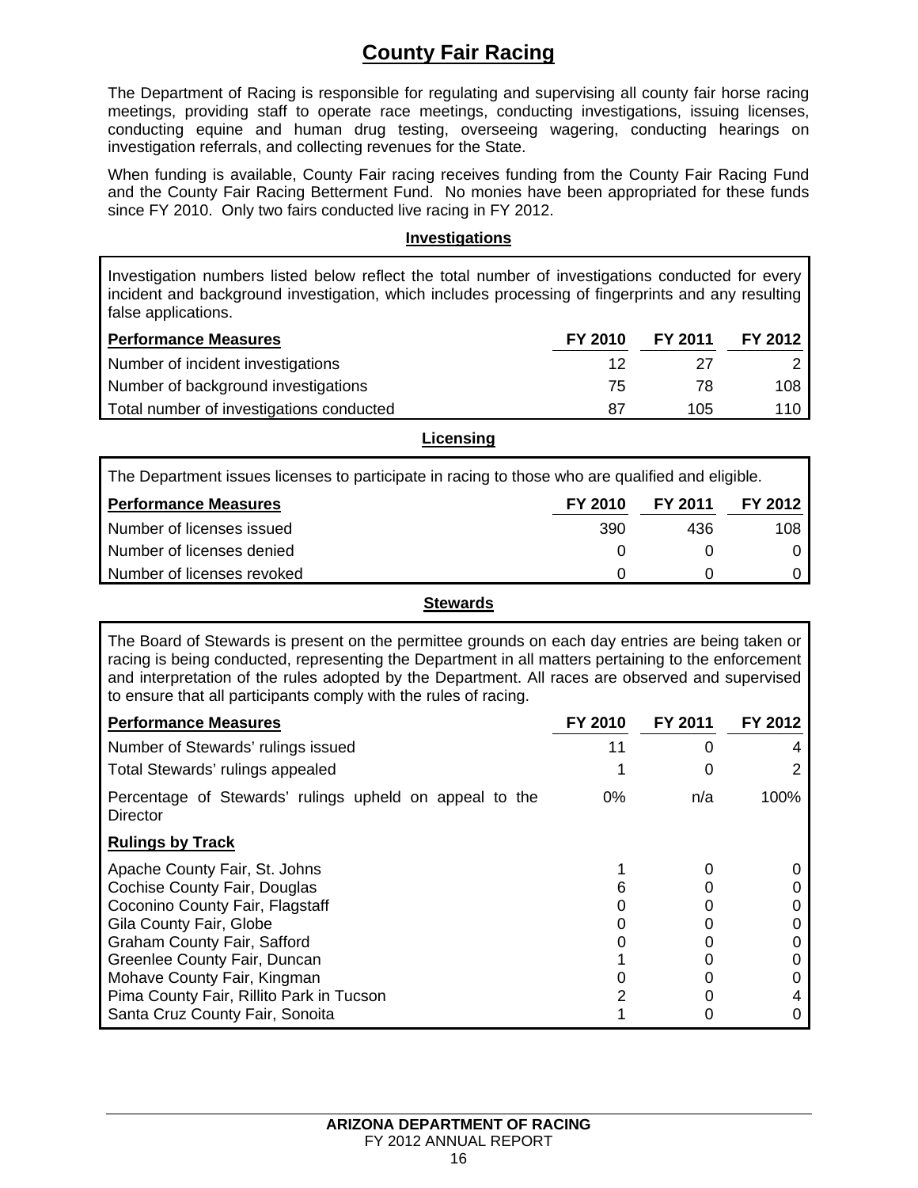# County Fair Racing

The Department of Racing is responsible for regulating and supervising all county fair horse racing meetings, providing staff to operate race meetings, conducting investigations, issuing licenses, conducting equine and human drug testing, overseeing wagering, conducting hearings on investigation referrals, and collecting revenues for the State.

When funding is available, County Fair racing receives funding from the County Fair Racing Fund and the County Fair Racing Betterment Fund. No monies have been appropriated for these funds since FY 2010. Only two fairs conducted live racing in FY 2012.

### Investigations

Investigation numbers listed below reflect the total number of investigations conducted for every incident and background investigation, which includes processing of fingerprints and any resulting false applications.

| Performance Measures | FY 2010 | FY 2011 | FY 2012 |
|---|---|---|---|
| Number of incident investigations | 12 | 27 | 2 |
| Number of background investigations | 75 | 78 | 108 |
| Total number of investigations conducted | 87 | 105 | 110 |

### Licensing

The Department issues licenses to participate in racing to those who are qualified and eligible.

| Performance Measures | FY 2010 | FY 2011 | FY 2012 |
|---|---|---|---|
| Number of licenses issued | 390 | 436 | 108 |
| Number of licenses denied | 0 | 0 | 0 |
| Number of licenses revoked | 0 | 0 | 0 |

### Stewards

The Board of Stewards is present on the permittee grounds on each day entries are being taken or racing is being conducted, representing the Department in all matters pertaining to the enforcement and interpretation of the rules adopted by the Department. All races are observed and supervised to ensure that all participants comply with the rules of racing.

| Performance Measures | FY 2010 | FY 2011 | FY 2012 |
|---|---|---|---|
| Number of Stewards' rulings issued | 11 | 0 | 4 |
| Total Stewards' rulings appealed | 1 | 0 | 2 |
| Percentage of Stewards' rulings upheld on appeal to the Director | 0% | n/a | 100% |
| **Rulings by Track** | | | |
| Apache County Fair, St. Johns | 1 | 0 | 0 |
| Cochise County Fair, Douglas | 6 | 0 | 0 |
| Coconino County Fair, Flagstaff | 0 | 0 | 0 |
| Gila County Fair, Globe | 0 | 0 | 0 |
| Graham County Fair, Safford | 0 | 0 | 0 |
| Greenlee County Fair, Duncan | 1 | 0 | 0 |
| Mohave County Fair, Kingman | 0 | 0 | 0 |
| Pima County Fair, Rillito Park in Tucson | 2 | 0 | 4 |
| Santa Cruz County Fair, Sonoita | 1 | 0 | 0 |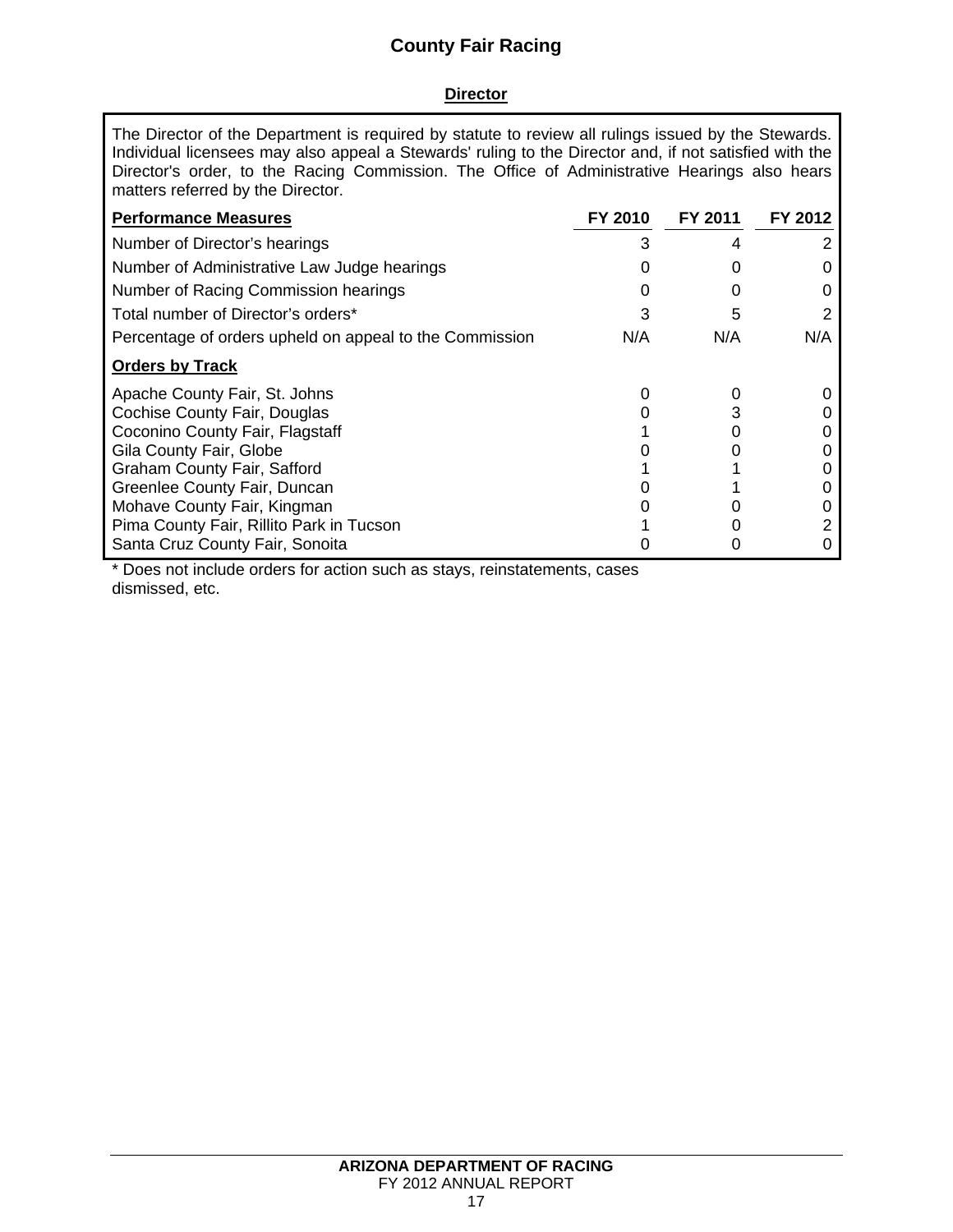# County Fair Racing

## Director

The Director of the Department is required by statute to review all rulings issued by the Stewards. Individual licensees may also appeal a Stewards' ruling to the Director and, if not satisfied with the Director's order, to the Racing Commission. The Office of Administrative Hearings also hears matters referred by the Director.

| Performance Measures | FY 2010 | FY 2011 | FY 2012 |
|---|---|---|---|
| Number of Director's hearings | 3 | 4 | 2 |
| Number of Administrative Law Judge hearings | 0 | 0 | 0 |
| Number of Racing Commission hearings | 0 | 0 | 0 |
| Total number of Director's orders* | 3 | 5 | 2 |
| Percentage of orders upheld on appeal to the Commission | N/A | N/A | N/A |
| **Orders by Track** | | | |
| Apache County Fair, St. Johns | 0 | 0 | 0 |
| Cochise County Fair, Douglas | 0 | 3 | 0 |
| Coconino County Fair, Flagstaff | 1 | 0 | 0 |
| Gila County Fair, Globe | 0 | 0 | 0 |
| Graham County Fair, Safford | 1 | 1 | 0 |
| Greenlee County Fair, Duncan | 0 | 1 | 0 |
| Mohave County Fair, Kingman | 0 | 0 | 0 |
| Pima County Fair, Rillito Park in Tucson | 1 | 0 | 2 |
| Santa Cruz County Fair, Sonoita | 0 | 0 | 0 |

* Does not include orders for action such as stays, reinstatements, cases dismissed, etc.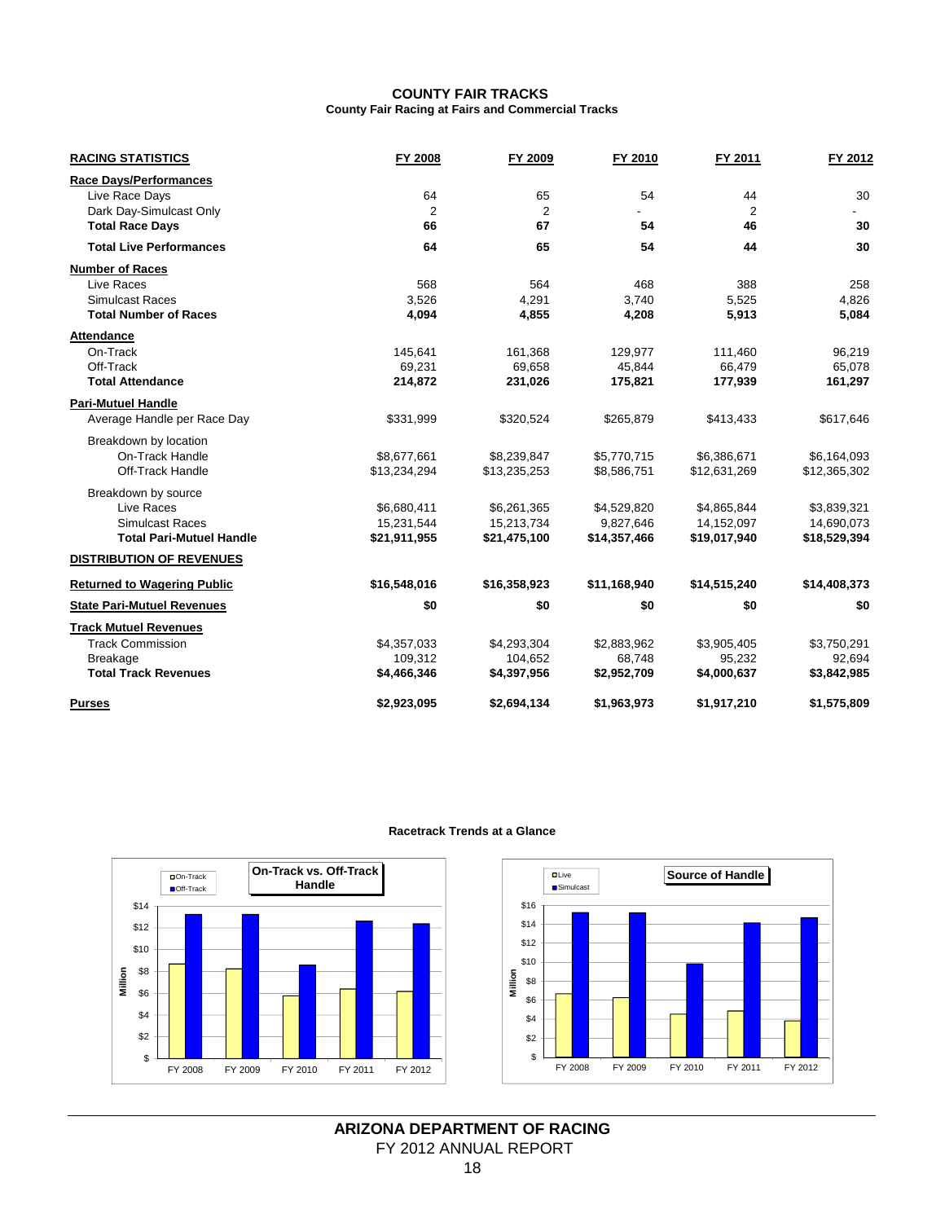# COUNTY FAIR TRACKS

**County Fair Racing at Fairs and Commercial Tracks**

| RACING STATISTICS | FY 2008 | FY 2009 | FY 2010 | FY 2011 | FY 2012 |
|---|---|---|---|---|---|
| **Race Days/Performances** | | | | | |
| Live Race Days | 64 | 65 | 54 | 44 | 30 |
| Dark Day-Simulcast Only | 2 | 2 | - | 2 | - |
| **Total Race Days** | **66** | **67** | **54** | **46** | **30** |
| **Total Live Performances** | **64** | **65** | **54** | **44** | **30** |
| **Number of Races** | | | | | |
| Live Races | 568 | 564 | 468 | 388 | 258 |
| Simulcast Races | 3,526 | 4,291 | 3,740 | 5,525 | 4,826 |
| **Total Number of Races** | **4,094** | **4,855** | **4,208** | **5,913** | **5,084** |
| **Attendance** | | | | | |
| On-Track | 145,641 | 161,368 | 129,977 | 111,460 | 96,219 |
| Off-Track | 69,231 | 69,658 | 45,844 | 66,479 | 65,078 |
| **Total Attendance** | **214,872** | **231,026** | **175,821** | **177,939** | **161,297** |
| **Pari-Mutuel Handle** | | | | | |
| Average Handle per Race Day | $331,999 | $320,524 | $265,879 | $413,433 | $617,646 |
| Breakdown by location | | | | | |
| On-Track Handle | $8,677,661 | $8,239,847 | $5,770,715 | $6,386,671 | $6,164,093 |
| Off-Track Handle | $13,234,294 | $13,235,253 | $8,586,751 | $12,631,269 | $12,365,302 |
| Breakdown by source | | | | | |
| Live Races | $6,680,411 | $6,261,365 | $4,529,820 | $4,865,844 | $3,839,321 |
| Simulcast Races | 15,231,544 | 15,213,734 | 9,827,646 | 14,152,097 | 14,690,073 |
| **Total Pari-Mutuel Handle** | **$21,911,955** | **$21,475,100** | **$14,357,466** | **$19,017,940** | **$18,529,394** |
| **DISTRIBUTION OF REVENUES** | | | | | |
| **Returned to Wagering Public** | **$16,548,016** | **$16,358,923** | **$11,168,940** | **$14,515,240** | **$14,408,373** |
| **State Pari-Mutuel Revenues** | **$0** | **$0** | **$0** | **$0** | **$0** |
| **Track Mutuel Revenues** | | | | | |
| Track Commission | $4,357,033 | $4,293,304 | $2,883,962 | $3,905,405 | $3,750,291 |
| Breakage | 109,312 | 104,652 | 68,748 | 95,232 | 92,694 |
| **Total Track Revenues** | **$4,466,346** | **$4,397,956** | **$2,952,709** | **$4,000,637** | **$3,842,985** |
| **Purses** | **$2,923,095** | **$2,694,134** | **$1,963,973** | **$1,917,210** | **$1,575,809** |

**Racetrack Trends at a Glance**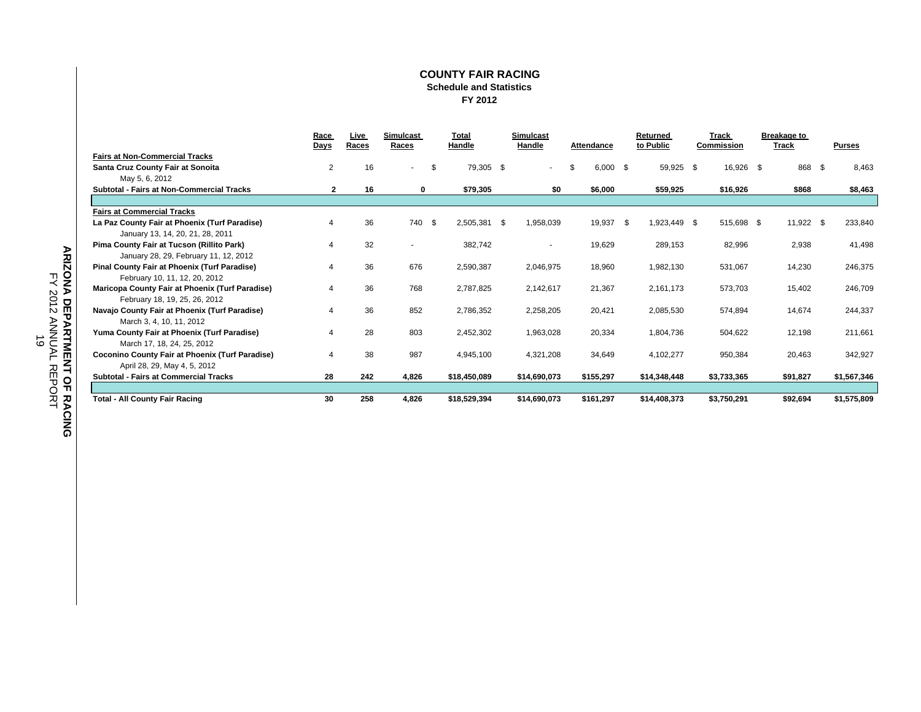# COUNTY FAIR RACING

## Schedule and Statistics

### FY 2012

| | Race Days | Live Races | Simulcast Races | Total Handle | Simulcast Handle | Attendance | Returned to Public | Track Commission | Breakage to Track | Purses |
|---|---|---|---|---|---|---|---|---|---|---|
| **Fairs at Non-Commercial Tracks** | | | | | | | | | | |
| **Santa Cruz County Fair at Sonoita** | 2 | 16 | - | $ 79,305 | $ - | $ 6,000 | $ 59,925 | $ 16,926 | $ 868 | $ 8,463 |
| May 5, 6, 2012 | | | | | | | | | | |
| **Subtotal - Fairs at Non-Commercial Tracks** | **2** | **16** | **0** | **$79,305** | **$0** | **$6,000** | **$59,925** | **$16,926** | **$868** | **$8,463** |
| **Fairs at Commercial Tracks** | | | | | | | | | | |
| **La Paz County Fair at Phoenix (Turf Paradise)** | 4 | 36 | 740 | $ 2,505,381 | $ 1,958,039 | 19,937 | $ 1,923,449 | $ 515,698 | $ 11,922 | $ 233,840 |
| January 13, 14, 20, 21, 28, 2011 | | | | | | | | | | |
| **Pima County Fair at Tucson (Rillito Park)** | 4 | 32 | - | 382,742 | - | 19,629 | 289,153 | 82,996 | 2,938 | 41,498 |
| January 28, 29, February 11, 12, 2012 | | | | | | | | | | |
| **Pinal County Fair at Phoenix (Turf Paradise)** | 4 | 36 | 676 | 2,590,387 | 2,046,975 | 18,960 | 1,982,130 | 531,067 | 14,230 | 246,375 |
| February 10, 11, 12, 20, 2012 | | | | | | | | | | |
| **Maricopa County Fair at Phoenix (Turf Paradise)** | 4 | 36 | 768 | 2,787,825 | 2,142,617 | 21,367 | 2,161,173 | 573,703 | 15,402 | 246,709 |
| February 18, 19, 25, 26, 2012 | | | | | | | | | | |
| **Navajo County Fair at Phoenix (Turf Paradise)** | 4 | 36 | 852 | 2,786,352 | 2,258,205 | 20,421 | 2,085,530 | 574,894 | 14,674 | 244,337 |
| March 3, 4, 10, 11, 2012 | | | | | | | | | | |
| **Yuma County Fair at Phoenix (Turf Paradise)** | 4 | 28 | 803 | 2,452,302 | 1,963,028 | 20,334 | 1,804,736 | 504,622 | 12,198 | 211,661 |
| March 17, 18, 24, 25, 2012 | | | | | | | | | | |
| **Coconino County Fair at Phoenix (Turf Paradise)** | 4 | 38 | 987 | 4,945,100 | 4,321,208 | 34,649 | 4,102,277 | 950,384 | 20,463 | 342,927 |
| April 28, 29, May 4, 5, 2012 | | | | | | | | | | |
| **Subtotal - Fairs at Commercial Tracks** | **28** | **242** | **4,826** | **$18,450,089** | **$14,690,073** | **$155,297** | **$14,348,448** | **$3,733,365** | **$91,827** | **$1,567,346** |
| **Total - All County Fair Racing** | **30** | **258** | **4,826** | **$18,529,394** | **$14,690,073** | **$161,297** | **$14,408,373** | **$3,750,291** | **$92,694** | **$1,575,809** |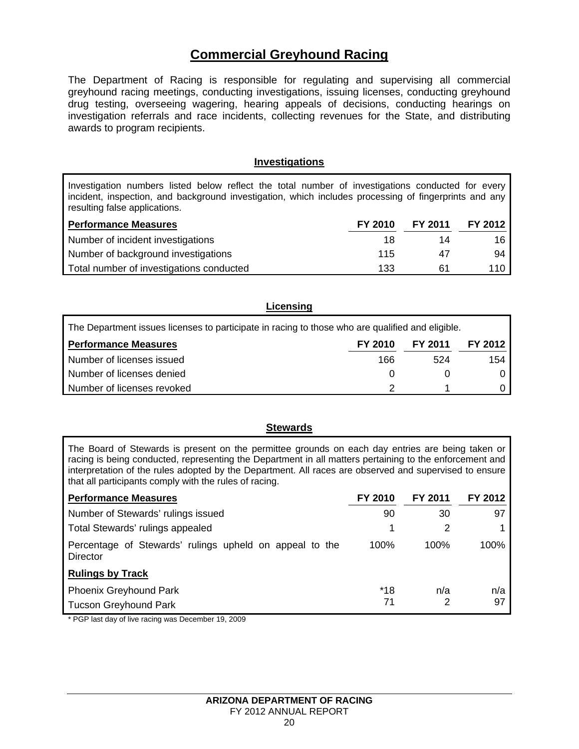# Commercial Greyhound Racing

The Department of Racing is responsible for regulating and supervising all commercial greyhound racing meetings, conducting investigations, issuing licenses, conducting greyhound drug testing, overseeing wagering, hearing appeals of decisions, conducting hearings on investigation referrals and race incidents, collecting revenues for the State, and distributing awards to program recipients.

## Investigations

Investigation numbers listed below reflect the total number of investigations conducted for every incident, inspection, and background investigation, which includes processing of fingerprints and any resulting false applications.

| Performance Measures | FY 2010 | FY 2011 | FY 2012 |
|---|---|---|---|
| Number of incident investigations | 18 | 14 | 16 |
| Number of background investigations | 115 | 47 | 94 |
| Total number of investigations conducted | 133 | 61 | 110 |

## Licensing

The Department issues licenses to participate in racing to those who are qualified and eligible.

| Performance Measures | FY 2010 | FY 2011 | FY 2012 |
|---|---|---|---|
| Number of licenses issued | 166 | 524 | 154 |
| Number of licenses denied | 0 | 0 | 0 |
| Number of licenses revoked | 2 | 1 | 0 |

## Stewards

The Board of Stewards is present on the permittee grounds on each day entries are being taken or racing is being conducted, representing the Department in all matters pertaining to the enforcement and interpretation of the rules adopted by the Department. All races are observed and supervised to ensure that all participants comply with the rules of racing.

| Performance Measures | FY 2010 | FY 2011 | FY 2012 |
|---|---|---|---|
| Number of Stewards' rulings issued | 90 | 30 | 97 |
| Total Stewards' rulings appealed | 1 | 2 | 1 |
| Percentage of Stewards' rulings upheld on appeal to the Director | 100% | 100% | 100% |
| **Rulings by Track** | | | |
| Phoenix Greyhound Park | *18 | n/a | n/a |
| Tucson Greyhound Park | 71 | 2 | 97 |

* PGP last day of live racing was December 19, 2009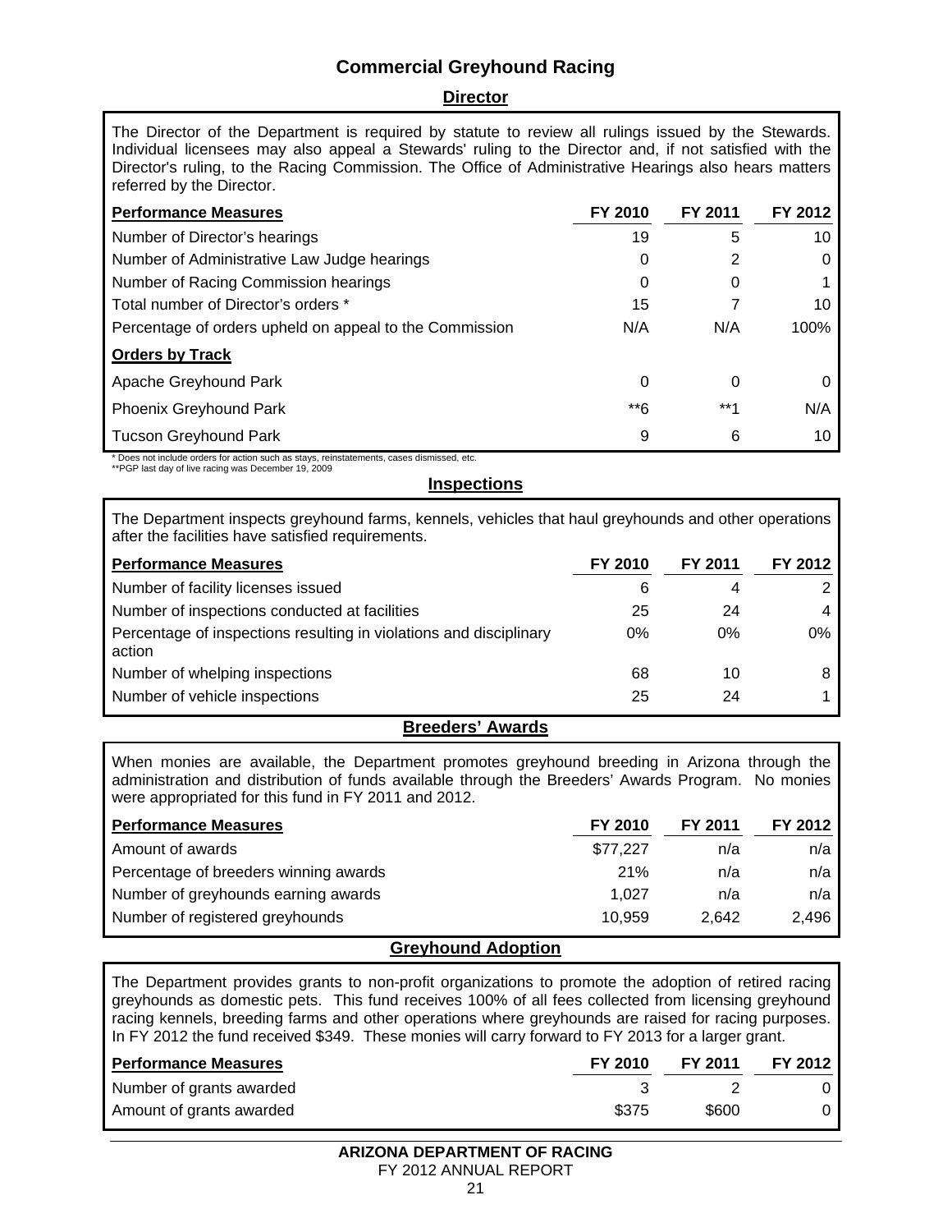# Commercial Greyhound Racing

## Director

The Director of the Department is required by statute to review all rulings issued by the Stewards. Individual licensees may also appeal a Stewards' ruling to the Director and, if not satisfied with the Director's ruling, to the Racing Commission. The Office of Administrative Hearings also hears matters referred by the Director.

| Performance Measures | FY 2010 | FY 2011 | FY 2012 |
|---|---|---|---|
| Number of Director's hearings | 19 | 5 | 10 |
| Number of Administrative Law Judge hearings | 0 | 2 | 0 |
| Number of Racing Commission hearings | 0 | 0 | 1 |
| Total number of Director's orders * | 15 | 7 | 10 |
| Percentage of orders upheld on appeal to the Commission | N/A | N/A | 100% |
| **Orders by Track** | | | |
| Apache Greyhound Park | 0 | 0 | 0 |
| Phoenix Greyhound Park | **6 | **1 | N/A |
| Tucson Greyhound Park | 9 | 6 | 10 |

* Does not include orders for action such as stays, reinstatements, cases dismissed, etc.
**PGP last day of live racing was December 19, 2009

## Inspections

The Department inspects greyhound farms, kennels, vehicles that haul greyhounds and other operations after the facilities have satisfied requirements.

| Performance Measures | FY 2010 | FY 2011 | FY 2012 |
|---|---|---|---|
| Number of facility licenses issued | 6 | 4 | 2 |
| Number of inspections conducted at facilities | 25 | 24 | 4 |
| Percentage of inspections resulting in violations and disciplinary action | 0% | 0% | 0% |
| Number of whelping inspections | 68 | 10 | 8 |
| Number of vehicle inspections | 25 | 24 | 1 |

## Breeders' Awards

When monies are available, the Department promotes greyhound breeding in Arizona through the administration and distribution of funds available through the Breeders' Awards Program. No monies were appropriated for this fund in FY 2011 and 2012.

| Performance Measures | FY 2010 | FY 2011 | FY 2012 |
|---|---|---|---|
| Amount of awards | $77,227 | n/a | n/a |
| Percentage of breeders winning awards | 21% | n/a | n/a |
| Number of greyhounds earning awards | 1,027 | n/a | n/a |
| Number of registered greyhounds | 10,959 | 2,642 | 2,496 |

## Greyhound Adoption

The Department provides grants to non-profit organizations to promote the adoption of retired racing greyhounds as domestic pets. This fund receives 100% of all fees collected from licensing greyhound racing kennels, breeding farms and other operations where greyhounds are raised for racing purposes. In FY 2012 the fund received $349. These monies will carry forward to FY 2013 for a larger grant.

| Performance Measures | FY 2010 | FY 2011 | FY 2012 |
|---|---|---|---|
| Number of grants awarded | 3 | 2 | 0 |
| Amount of grants awarded | $375 | $600 | 0 |

**ARIZONA DEPARTMENT OF RACING**
FY 2012 ANNUAL REPORT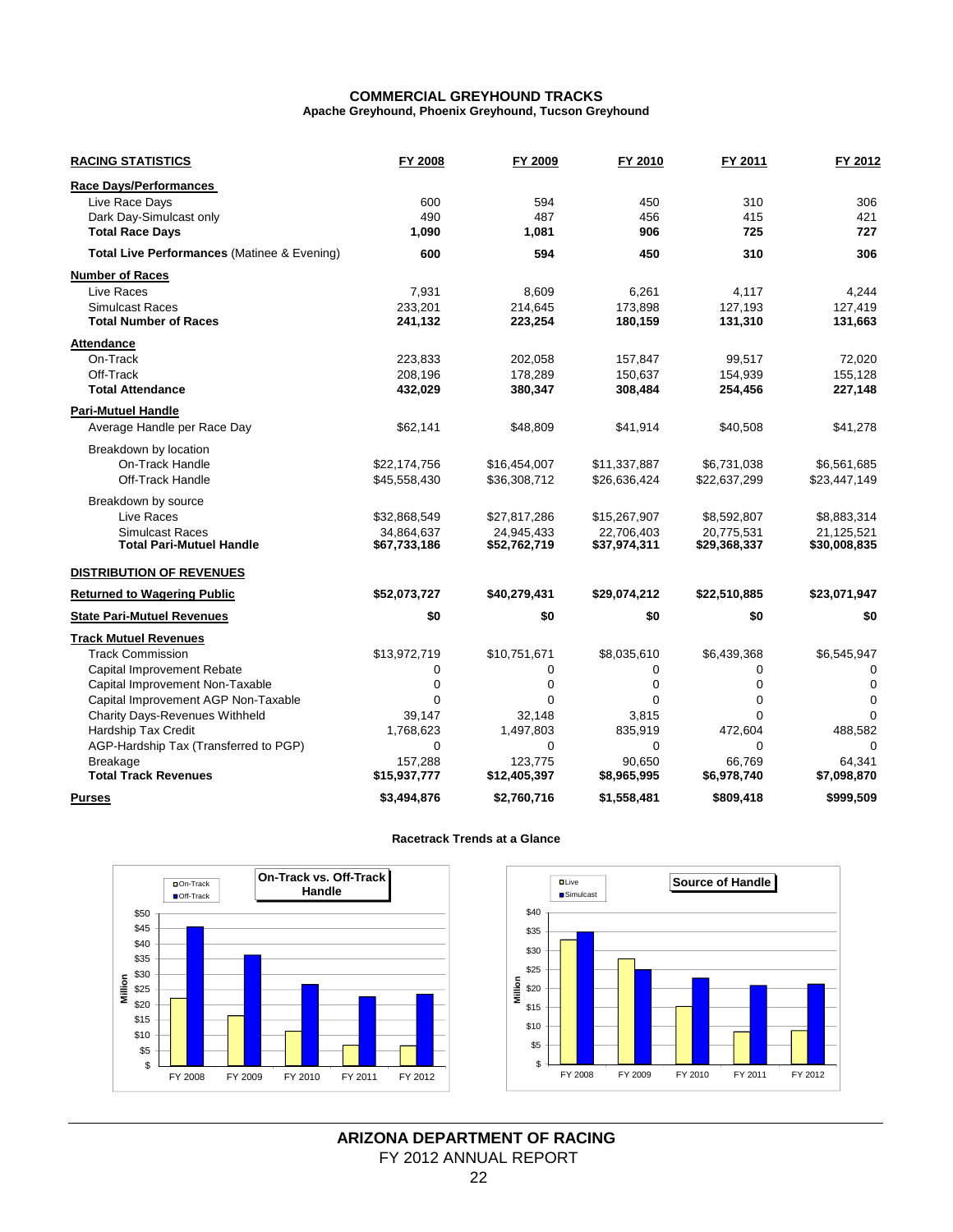# COMMERCIAL GREYHOUND TRACKS

**Apache Greyhound, Phoenix Greyhound, Tucson Greyhound**

| RACING STATISTICS | FY 2008 | FY 2009 | FY 2010 | FY 2011 | FY 2012 |
|---|---|---|---|---|---|
| **Race Days/Performances** | | | | | |
| Live Race Days | 600 | 594 | 450 | 310 | 306 |
| Dark Day-Simulcast only | 490 | 487 | 456 | 415 | 421 |
| **Total Race Days** | **1,090** | **1,081** | **906** | **725** | **727** |
| **Total Live Performances** (Matinee & Evening) | **600** | **594** | **450** | **310** | **306** |
| **Number of Races** | | | | | |
| Live Races | 7,931 | 8,609 | 6,261 | 4,117 | 4,244 |
| Simulcast Races | 233,201 | 214,645 | 173,898 | 127,193 | 127,419 |
| **Total Number of Races** | **241,132** | **223,254** | **180,159** | **131,310** | **131,663** |
| **Attendance** | | | | | |
| On-Track | 223,833 | 202,058 | 157,847 | 99,517 | 72,020 |
| Off-Track | 208,196 | 178,289 | 150,637 | 154,939 | 155,128 |
| **Total Attendance** | **432,029** | **380,347** | **308,484** | **254,456** | **227,148** |
| **Pari-Mutuel Handle** | | | | | |
| Average Handle per Race Day | $62,141 | $48,809 | $41,914 | $40,508 | $41,278 |
| Breakdown by location | | | | | |
| On-Track Handle | $22,174,756 | $16,454,007 | $11,337,887 | $6,731,038 | $6,561,685 |
| Off-Track Handle | $45,558,430 | $36,308,712 | $26,636,424 | $22,637,299 | $23,447,149 |
| Breakdown by source | | | | | |
| Live Races | $32,868,549 | $27,817,286 | $15,267,907 | $8,592,807 | $8,883,314 |
| Simulcast Races | 34,864,637 | 24,945,433 | 22,706,403 | 20,775,531 | 21,125,521 |
| **Total Pari-Mutuel Handle** | **$67,733,186** | **$52,762,719** | **$37,974,311** | **$29,368,337** | **$30,008,835** |
| **DISTRIBUTION OF REVENUES** | | | | | |
| **Returned to Wagering Public** | **$52,073,727** | **$40,279,431** | **$29,074,212** | **$22,510,885** | **$23,071,947** |
| **State Pari-Mutuel Revenues** | **$0** | **$0** | **$0** | **$0** | **$0** |
| **Track Mutuel Revenues** | | | | | |
| Track Commission | $13,972,719 | $10,751,671 | $8,035,610 | $6,439,368 | $6,545,947 |
| Capital Improvement Rebate | 0 | 0 | 0 | 0 | 0 |
| Capital Improvement Non-Taxable | 0 | 0 | 0 | 0 | 0 |
| Capital Improvement AGP Non-Taxable | 0 | 0 | 0 | 0 | 0 |
| Charity Days-Revenues Withheld | 39,147 | 32,148 | 3,815 | 0 | 0 |
| Hardship Tax Credit | 1,768,623 | 1,497,803 | 835,919 | 472,604 | 488,582 |
| AGP-Hardship Tax (Transferred to PGP) | 0 | 0 | 0 | 0 | 0 |
| Breakage | 157,288 | 123,775 | 90,650 | 66,769 | 64,341 |
| **Total Track Revenues** | **$15,937,777** | **$12,405,397** | **$8,965,995** | **$6,978,740** | **$7,098,870** |
| **Purses** | **$3,494,876** | **$2,760,716** | **$1,558,481** | **$809,418** | **$999,509** |

**Racetrack Trends at a Glance**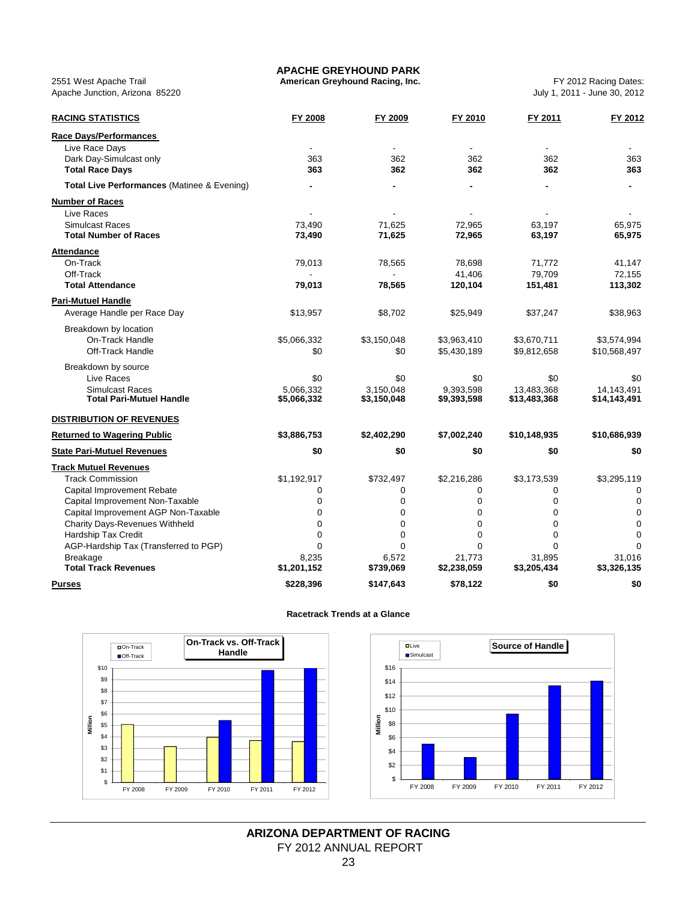# APACHE GREYHOUND PARK

**American Greyhound Racing, Inc.**

2551 West Apache Trail
Apache Junction, Arizona 85220

FY 2012 Racing Dates:
July 1, 2011 - June 30, 2012

| RACING STATISTICS | FY 2008 | FY 2009 | FY 2010 | FY 2011 | FY 2012 |
|---|---|---|---|---|---|
| **Race Days/Performances** | | | | | |
| Live Race Days | - | - | - | - | - |
| Dark Day-Simulcast only | 363 | 362 | 362 | 362 | 363 |
| **Total Race Days** | **363** | **362** | **362** | **362** | **363** |
| **Total Live Performances** (Matinee & Evening) | **-** | **-** | **-** | **-** | **-** |
| **Number of Races** | | | | | |
| Live Races | - | - | - | - | - |
| Simulcast Races | 73,490 | 71,625 | 72,965 | 63,197 | 65,975 |
| **Total Number of Races** | **73,490** | **71,625** | **72,965** | **63,197** | **65,975** |
| **Attendance** | | | | | |
| On-Track | 79,013 | 78,565 | 78,698 | 71,772 | 41,147 |
| Off-Track | - | - | 41,406 | 79,709 | 72,155 |
| **Total Attendance** | **79,013** | **78,565** | **120,104** | **151,481** | **113,302** |
| **Pari-Mutuel Handle** | | | | | |
| Average Handle per Race Day | $13,957 | $8,702 | $25,949 | $37,247 | $38,963 |
| Breakdown by location | | | | | |
| On-Track Handle | $5,066,332 | $3,150,048 | $3,963,410 | $3,670,711 | $3,574,994 |
| Off-Track Handle | $0 | $0 | $5,430,189 | $9,812,658 | $10,568,497 |
| Breakdown by source | | | | | |
| Live Races | $0 | $0 | $0 | $0 | $0 |
| Simulcast Races | 5,066,332 | 3,150,048 | 9,393,598 | 13,483,368 | 14,143,491 |
| **Total Pari-Mutuel Handle** | **$5,066,332** | **$3,150,048** | **$9,393,598** | **$13,483,368** | **$14,143,491** |
| **DISTRIBUTION OF REVENUES** | | | | | |
| **Returned to Wagering Public** | **$3,886,753** | **$2,402,290** | **$7,002,240** | **$10,148,935** | **$10,686,939** |
| **State Pari-Mutuel Revenues** | **$0** | **$0** | **$0** | **$0** | **$0** |
| **Track Mutuel Revenues** | | | | | |
| Track Commission | $1,192,917 | $732,497 | $2,216,286 | $3,173,539 | $3,295,119 |
| Capital Improvement Rebate | 0 | 0 | 0 | 0 | 0 |
| Capital Improvement Non-Taxable | 0 | 0 | 0 | 0 | 0 |
| Capital Improvement AGP Non-Taxable | 0 | 0 | 0 | 0 | 0 |
| Charity Days-Revenues Withheld | 0 | 0 | 0 | 0 | 0 |
| Hardship Tax Credit | 0 | 0 | 0 | 0 | 0 |
| AGP-Hardship Tax (Transferred to PGP) | 0 | 0 | 0 | 0 | 0 |
| Breakage | 8,235 | 6,572 | 21,773 | 31,895 | 31,016 |
| **Total Track Revenues** | **$1,201,152** | **$739,069** | **$2,238,059** | **$3,205,434** | **$3,326,135** |
| **Purses** | **$228,396** | **$147,643** | **$78,122** | **$0** | **$0** |

**Racetrack Trends at a Glance**

**On-Track vs. Off-Track Handle**

**Source of Handle**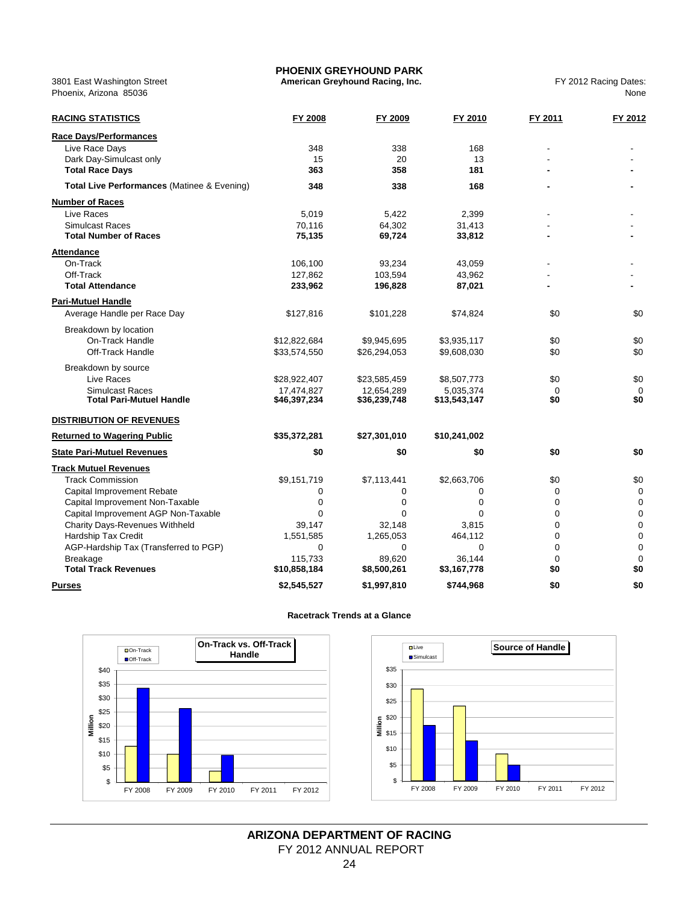# PHOENIX GREYHOUND PARK

**American Greyhound Racing, Inc.**

3801 East Washington Street
Phoenix, Arizona 85036

FY 2012 Racing Dates:
None

| RACING STATISTICS | FY 2008 | FY 2009 | FY 2010 | FY 2011 | FY 2012 |
|---|---|---|---|---|---|
| **Race Days/Performances** | | | | | |
| Live Race Days | 348 | 338 | 168 | - | - |
| Dark Day-Simulcast only | 15 | 20 | 13 | - | - |
| **Total Race Days** | **363** | **358** | **181** | **-** | **-** |
| **Total Live Performances** (Matinee & Evening) | **348** | **338** | **168** | **-** | **-** |
| **Number of Races** | | | | | |
| Live Races | 5,019 | 5,422 | 2,399 | - | - |
| Simulcast Races | 70,116 | 64,302 | 31,413 | - | - |
| **Total Number of Races** | **75,135** | **69,724** | **33,812** | **-** | **-** |
| **Attendance** | | | | | |
| On-Track | 106,100 | 93,234 | 43,059 | - | - |
| Off-Track | 127,862 | 103,594 | 43,962 | - | - |
| **Total Attendance** | **233,962** | **196,828** | **87,021** | **-** | **-** |
| **Pari-Mutuel Handle** | | | | | |
| Average Handle per Race Day | $127,816 | $101,228 | $74,824 | $0 | $0 |
| Breakdown by location | | | | | |
| On-Track Handle | $12,822,684 | $9,945,695 | $3,935,117 | $0 | $0 |
| Off-Track Handle | $33,574,550 | $26,294,053 | $9,608,030 | $0 | $0 |
| Breakdown by source | | | | | |
| Live Races | $28,922,407 | $23,585,459 | $8,507,773 | $0 | $0 |
| Simulcast Races | 17,474,827 | 12,654,289 | 5,035,374 | 0 | 0 |
| **Total Pari-Mutuel Handle** | **$46,397,234** | **$36,239,748** | **$13,543,147** | **$0** | **$0** |
| **DISTRIBUTION OF REVENUES** | | | | | |
| **Returned to Wagering Public** | **$35,372,281** | **$27,301,010** | **$10,241,002** | | |
| **State Pari-Mutuel Revenues** | **$0** | **$0** | **$0** | **$0** | **$0** |
| **Track Mutuel Revenues** | | | | | |
| Track Commission | $9,151,719 | $7,113,441 | $2,663,706 | $0 | $0 |
| Capital Improvement Rebate | 0 | 0 | 0 | 0 | 0 |
| Capital Improvement Non-Taxable | 0 | 0 | 0 | 0 | 0 |
| Capital Improvement AGP Non-Taxable | 0 | 0 | 0 | 0 | 0 |
| Charity Days-Revenues Withheld | 39,147 | 32,148 | 3,815 | 0 | 0 |
| Hardship Tax Credit | 1,551,585 | 1,265,053 | 464,112 | 0 | 0 |
| AGP-Hardship Tax (Transferred to PGP) | 0 | 0 | 0 | 0 | 0 |
| Breakage | 115,733 | 89,620 | 36,144 | 0 | 0 |
| **Total Track Revenues** | **$10,858,184** | **$8,500,261** | **$3,167,778** | **$0** | **$0** |
| **Purses** | **$2,545,527** | **$1,997,810** | **$744,968** | **$0** | **$0** |

**Racetrack Trends at a Glance**

**On-Track vs. Off-Track Handle** (Million; On-Track, Off-Track; FY 2008 – FY 2012)

**Source of Handle** (Million; Live, Simulcast; FY 2008 – FY 2012)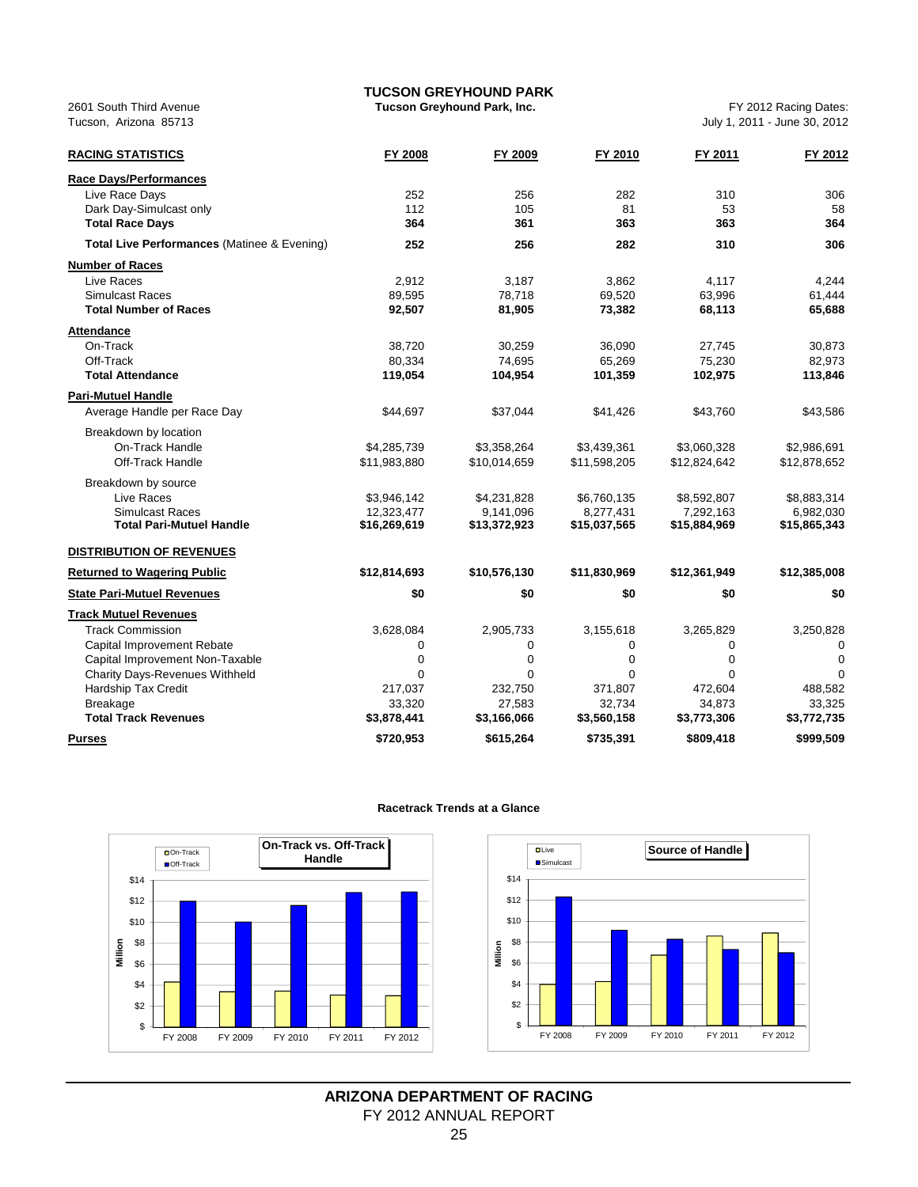# TUCSON GREYHOUND PARK

**Tucson Greyhound Park, Inc.**

2601 South Third Avenue
Tucson, Arizona 85713

FY 2012 Racing Dates:
July 1, 2011 - June 30, 2012

| RACING STATISTICS | FY 2008 | FY 2009 | FY 2010 | FY 2011 | FY 2012 |
|---|---|---|---|---|---|
| **Race Days/Performances** | | | | | |
| Live Race Days | 252 | 256 | 282 | 310 | 306 |
| Dark Day-Simulcast only | 112 | 105 | 81 | 53 | 58 |
| **Total Race Days** | **364** | **361** | **363** | **363** | **364** |
| **Total Live Performances** (Matinee & Evening) | **252** | **256** | **282** | **310** | **306** |
| **Number of Races** | | | | | |
| Live Races | 2,912 | 3,187 | 3,862 | 4,117 | 4,244 |
| Simulcast Races | 89,595 | 78,718 | 69,520 | 63,996 | 61,444 |
| **Total Number of Races** | **92,507** | **81,905** | **73,382** | **68,113** | **65,688** |
| **Attendance** | | | | | |
| On-Track | 38,720 | 30,259 | 36,090 | 27,745 | 30,873 |
| Off-Track | 80,334 | 74,695 | 65,269 | 75,230 | 82,973 |
| **Total Attendance** | **119,054** | **104,954** | **101,359** | **102,975** | **113,846** |
| **Pari-Mutuel Handle** | | | | | |
| Average Handle per Race Day | $44,697 | $37,044 | $41,426 | $43,760 | $43,586 |
| Breakdown by location | | | | | |
| On-Track Handle | $4,285,739 | $3,358,264 | $3,439,361 | $3,060,328 | $2,986,691 |
| Off-Track Handle | $11,983,880 | $10,014,659 | $11,598,205 | $12,824,642 | $12,878,652 |
| Breakdown by source | | | | | |
| Live Races | $3,946,142 | $4,231,828 | $6,760,135 | $8,592,807 | $8,883,314 |
| Simulcast Races | 12,323,477 | 9,141,096 | 8,277,431 | 7,292,163 | 6,982,030 |
| **Total Pari-Mutuel Handle** | **$16,269,619** | **$13,372,923** | **$15,037,565** | **$15,884,969** | **$15,865,343** |
| **DISTRIBUTION OF REVENUES** | | | | | |
| **Returned to Wagering Public** | **$12,814,693** | **$10,576,130** | **$11,830,969** | **$12,361,949** | **$12,385,008** |
| **State Pari-Mutuel Revenues** | **$0** | **$0** | **$0** | **$0** | **$0** |
| **Track Mutuel Revenues** | | | | | |
| Track Commission | 3,628,084 | 2,905,733 | 3,155,618 | 3,265,829 | 3,250,828 |
| Capital Improvement Rebate | 0 | 0 | 0 | 0 | 0 |
| Capital Improvement Non-Taxable | 0 | 0 | 0 | 0 | 0 |
| Charity Days-Revenues Withheld | 0 | 0 | 0 | 0 | 0 |
| Hardship Tax Credit | 217,037 | 232,750 | 371,807 | 472,604 | 488,582 |
| Breakage | 33,320 | 27,583 | 32,734 | 34,873 | 33,325 |
| **Total Track Revenues** | **$3,878,441** | **$3,166,066** | **$3,560,158** | **$3,773,306** | **$3,772,735** |
| **Purses** | **$720,953** | **$615,264** | **$735,391** | **$809,418** | **$999,509** |

**Racetrack Trends at a Glance**

**On-Track vs. Off-Track Handle**

**Source of Handle**

**ARIZONA DEPARTMENT OF RACING**
FY 2012 ANNUAL REPORT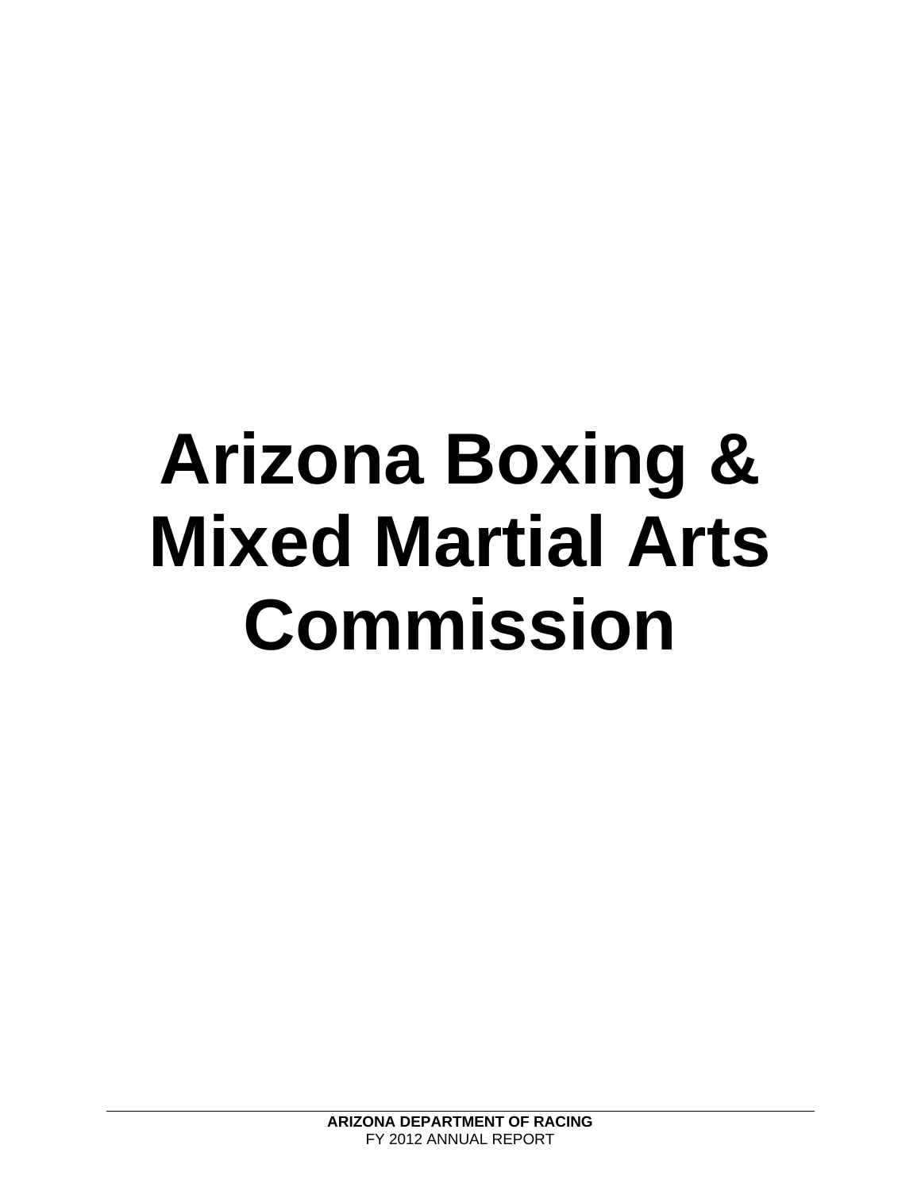# Arizona Boxing & Mixed Martial Arts Commission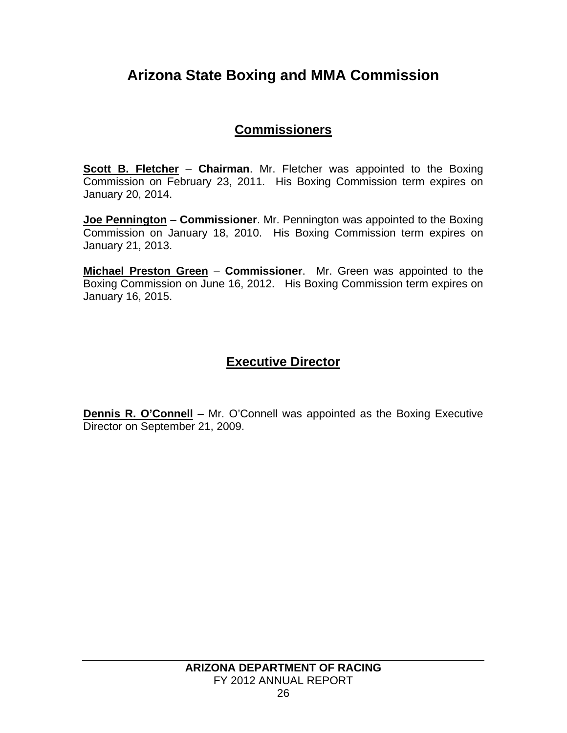# Arizona State Boxing and MMA Commission

## Commissioners

**Scott B. Fletcher** – **Chairman**. Mr. Fletcher was appointed to the Boxing Commission on February 23, 2011. His Boxing Commission term expires on January 20, 2014.

**Joe Pennington** – **Commissioner**. Mr. Pennington was appointed to the Boxing Commission on January 18, 2010. His Boxing Commission term expires on January 21, 2013.

**Michael Preston Green** – **Commissioner**. Mr. Green was appointed to the Boxing Commission on June 16, 2012. His Boxing Commission term expires on January 16, 2015.

## Executive Director

**Dennis R. O'Connell** – Mr. O'Connell was appointed as the Boxing Executive Director on September 21, 2009.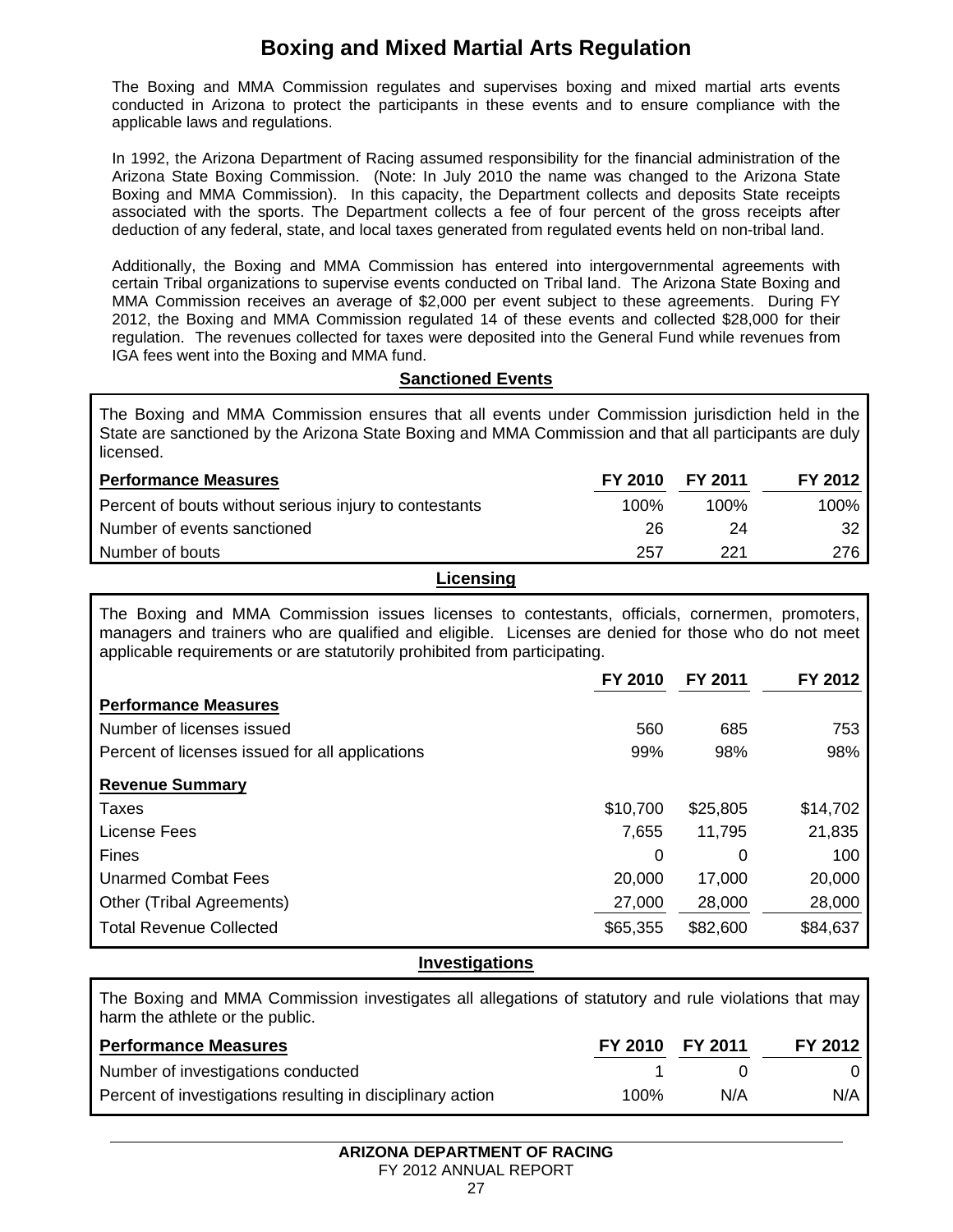# Boxing and Mixed Martial Arts Regulation

The Boxing and MMA Commission regulates and supervises boxing and mixed martial arts events conducted in Arizona to protect the participants in these events and to ensure compliance with the applicable laws and regulations.

In 1992, the Arizona Department of Racing assumed responsibility for the financial administration of the Arizona State Boxing Commission. (Note: In July 2010 the name was changed to the Arizona State Boxing and MMA Commission). In this capacity, the Department collects and deposits State receipts associated with the sports. The Department collects a fee of four percent of the gross receipts after deduction of any federal, state, and local taxes generated from regulated events held on non-tribal land.

Additionally, the Boxing and MMA Commission has entered into intergovernmental agreements with certain Tribal organizations to supervise events conducted on Tribal land. The Arizona State Boxing and MMA Commission receives an average of $2,000 per event subject to these agreements. During FY 2012, the Boxing and MMA Commission regulated 14 of these events and collected $28,000 for their regulation. The revenues collected for taxes were deposited into the General Fund while revenues from IGA fees went into the Boxing and MMA fund.

## Sanctioned Events

The Boxing and MMA Commission ensures that all events under Commission jurisdiction held in the State are sanctioned by the Arizona State Boxing and MMA Commission and that all participants are duly licensed.

| Performance Measures | FY 2010 | FY 2011 | FY 2012 |
|---|---|---|---|
| Percent of bouts without serious injury to contestants | 100% | 100% | 100% |
| Number of events sanctioned | 26 | 24 | 32 |
| Number of bouts | 257 | 221 | 276 |

## Licensing

The Boxing and MMA Commission issues licenses to contestants, officials, cornermen, promoters, managers and trainers who are qualified and eligible. Licenses are denied for those who do not meet applicable requirements or are statutorily prohibited from participating.

| | FY 2010 | FY 2011 | FY 2012 |
|---|---|---|---|
| **Performance Measures** | | | |
| Number of licenses issued | 560 | 685 | 753 |
| Percent of licenses issued for all applications | 99% | 98% | 98% |
| **Revenue Summary** | | | |
| Taxes | $10,700 | $25,805 | $14,702 |
| License Fees | 7,655 | 11,795 | 21,835 |
| Fines | 0 | 0 | 100 |
| Unarmed Combat Fees | 20,000 | 17,000 | 20,000 |
| Other (Tribal Agreements) | 27,000 | 28,000 | 28,000 |
| Total Revenue Collected | $65,355 | $82,600 | $84,637 |

## Investigations

The Boxing and MMA Commission investigates all allegations of statutory and rule violations that may harm the athlete or the public.

| Performance Measures | FY 2010 | FY 2011 | FY 2012 |
|---|---|---|---|
| Number of investigations conducted | 1 | 0 | 0 |
| Percent of investigations resulting in disciplinary action | 100% | N/A | N/A |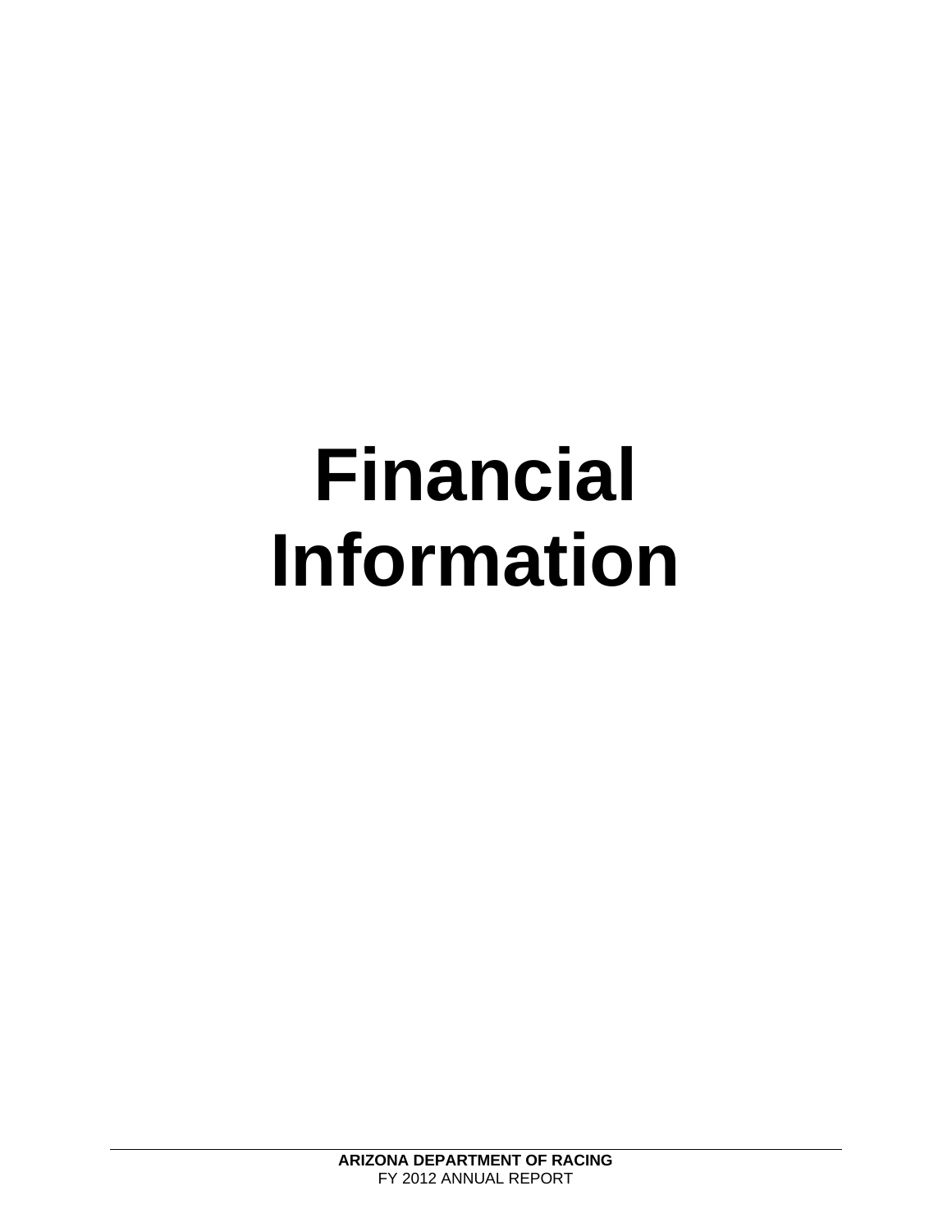# Financial Information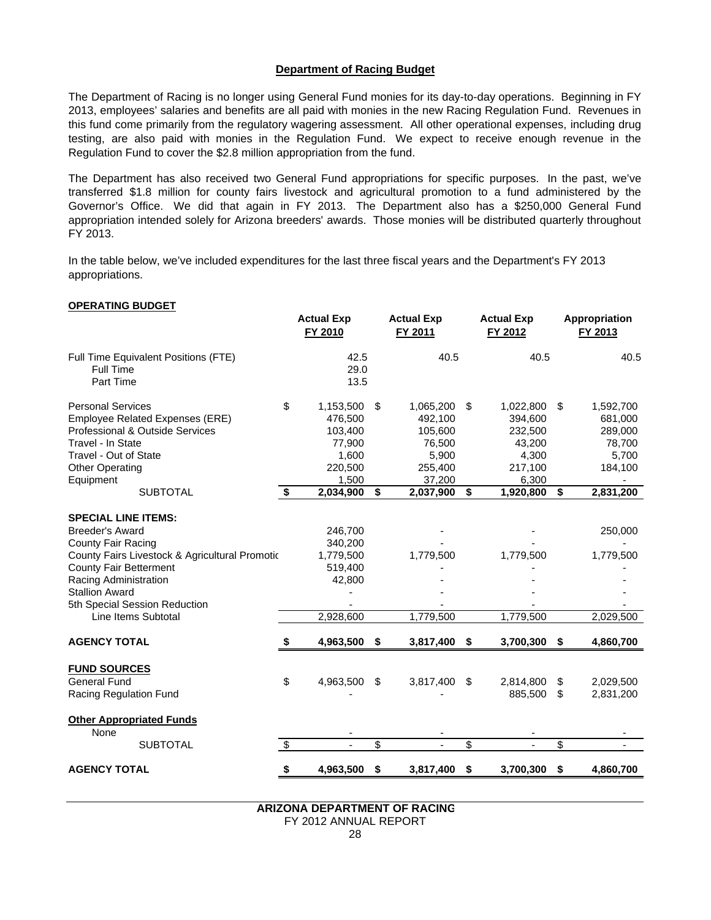## Department of Racing Budget

The Department of Racing is no longer using General Fund monies for its day-to-day operations. Beginning in FY 2013, employees' salaries and benefits are all paid with monies in the new Racing Regulation Fund. Revenues in this fund come primarily from the regulatory wagering assessment. All other operational expenses, including drug testing, are also paid with monies in the Regulation Fund. We expect to receive enough revenue in the Regulation Fund to cover the $2.8 million appropriation from the fund.

The Department has also received two General Fund appropriations for specific purposes. In the past, we've transferred $1.8 million for county fairs livestock and agricultural promotion to a fund administered by the Governor's Office. We did that again in FY 2013. The Department also has a $250,000 General Fund appropriation intended solely for Arizona breeders' awards. Those monies will be distributed quarterly throughout FY 2013.

In the table below, we've included expenditures for the last three fiscal years and the Department's FY 2013 appropriations.

**OPERATING BUDGET**

| | Actual Exp FY 2010 | Actual Exp FY 2011 | Actual Exp FY 2012 | Appropriation FY 2013 |
|---|---|---|---|---|
| Full Time Equivalent Positions (FTE) | 42.5 | 40.5 | 40.5 | 40.5 |
| Full Time | 29.0 | | | |
| Part Time | 13.5 | | | |
| Personal Services | $ 1,153,500 | $ 1,065,200 | $ 1,022,800 | $ 1,592,700 |
| Employee Related Expenses (ERE) | 476,500 | 492,100 | 394,600 | 681,000 |
| Professional & Outside Services | 103,400 | 105,600 | 232,500 | 289,000 |
| Travel - In State | 77,900 | 76,500 | 43,200 | 78,700 |
| Travel - Out of State | 1,600 | 5,900 | 4,300 | 5,700 |
| Other Operating | 220,500 | 255,400 | 217,100 | 184,100 |
| Equipment | 1,500 | 37,200 | 6,300 | - |
| SUBTOTAL | **$ 2,034,900** | **$ 2,037,900** | **$ 1,920,800** | **$ 2,831,200** |
| **SPECIAL LINE ITEMS:** | | | | |
| Breeder's Award | 246,700 | - | - | 250,000 |
| County Fair Racing | 340,200 | - | - | - |
| County Fairs Livestock & Agricultural Promotic | 1,779,500 | 1,779,500 | 1,779,500 | 1,779,500 |
| County Fair Betterment | 519,400 | - | - | - |
| Racing Administration | 42,800 | - | - | - |
| Stallion Award | - | - | - | - |
| 5th Special Session Reduction | - | - | - | - |
| Line Items Subtotal | 2,928,600 | 1,779,500 | 1,779,500 | 2,029,500 |
| **AGENCY TOTAL** | **$ 4,963,500** | **$ 3,817,400** | **$ 3,700,300** | **$ 4,860,700** |
| **FUND SOURCES** | | | | |
| General Fund | $ 4,963,500 | $ 3,817,400 | $ 2,814,800 | $ 2,029,500 |
| Racing Regulation Fund | - | - | 885,500 | $ 2,831,200 |
| **Other Appropriated Funds** | | | | |
| None | - | - | - | - |
| SUBTOTAL | $ - | $ - | $ - | $ - |
| **AGENCY TOTAL** | **$ 4,963,500** | **$ 3,817,400** | **$ 3,700,300** | **$ 4,860,700** |

**ARIZONA DEPARTMENT OF RACING**
FY 2012 ANNUAL REPORT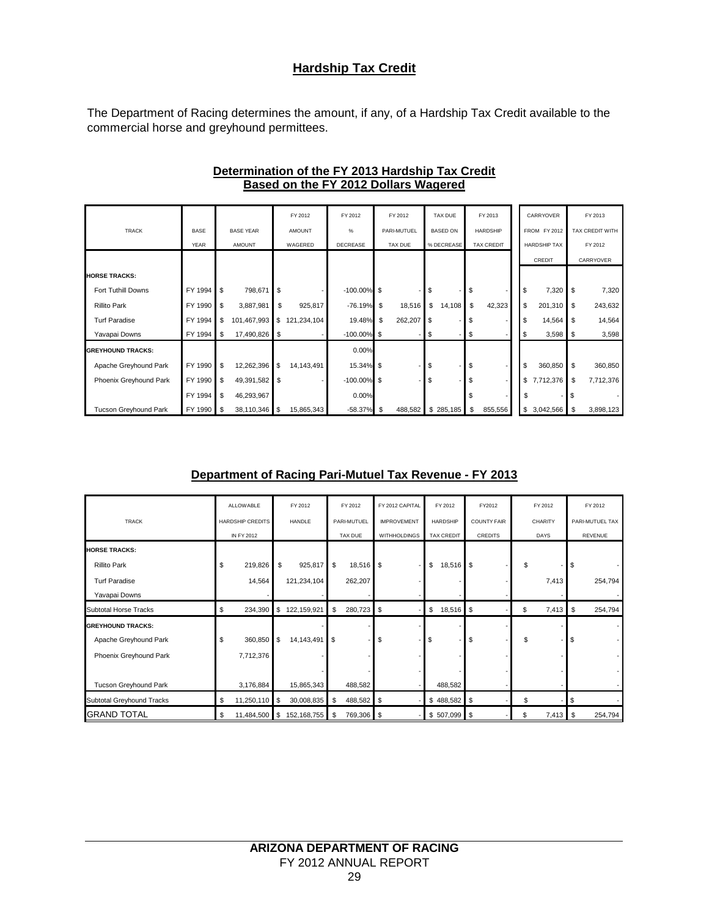## Hardship Tax Credit

The Department of Racing determines the amount, if any, of a Hardship Tax Credit available to the commercial horse and greyhound permittees.

### Determination of the FY 2013 Hardship Tax Credit Based on the FY 2012 Dollars Wagered

| TRACK | BASE YEAR | BASE YEAR AMOUNT | FY 2012 AMOUNT WAGERED | FY 2012 % DECREASE | FY 2012 PARI-MUTUEL TAX DUE | TAX DUE BASED ON % DECREASE | FY 2013 HARDSHIP TAX CREDIT | CARRYOVER FROM FY 2012 HARDSHIP TAX CREDIT | FY 2013 TAX CREDIT WITH FY 2012 CARRYOVER |
|---|---|---|---|---|---|---|---|---|---|
| **HORSE TRACKS:** | | | | | | | | | |
| Fort Tuthill Downs | FY 1994 | $ 798,671 | $ - | -100.00% | $ - | $ - | $ - | $ 7,320 | $ 7,320 |
| Rillito Park | FY 1990 | $ 3,887,981 | $ 925,817 | -76.19% | $ 18,516 | $ 14,108 | $ 42,323 | $ 201,310 | $ 243,632 |
| Turf Paradise | FY 1994 | $ 101,467,993 | $ 121,234,104 | 19.48% | $ 262,207 | $ - | $ - | $ 14,564 | $ 14,564 |
| Yavapai Downs | FY 1994 | $ 17,490,826 | $ - | -100.00% | $ - | $ - | $ - | $ 3,598 | $ 3,598 |
| **GREYHOUND TRACKS:** | | | | 0.00% | | | | | |
| Apache Greyhound Park | FY 1990 | $ 12,262,396 | $ 14,143,491 | 15.34% | $ - | $ - | $ - | $ 360,850 | $ 360,850 |
| Phoenix Greyhound Park | FY 1990 | $ 49,391,582 | $ - | -100.00% | $ - | $ - | $ - | $ 7,712,376 | $ 7,712,376 |
| | FY 1994 | $ 46,293,967 | | 0.00% | | | $ - | $ - | $ - |
| Tucson Greyhound Park | FY 1990 | $ 38,110,346 | $ 15,865,343 | -58.37% | $ 488,582 | $ 285,185 | $ 855,556 | $ 3,042,566 | $ 3,898,123 |

### Department of Racing Pari-Mutuel Tax Revenue - FY 2013

| TRACK | ALLOWABLE HARDSHIP CREDITS IN FY 2012 | FY 2012 HANDLE | FY 2012 PARI-MUTUEL TAX DUE | FY 2012 CAPITAL IMPROVEMENT WITHHOLDINGS | FY 2012 HARDSHIP TAX CREDIT | FY2012 COUNTY FAIR CREDITS | FY 2012 CHARITY DAYS | FY 2012 PARI-MUTUEL TAX REVENUE |
|---|---|---|---|---|---|---|---|---|
| **HORSE TRACKS:** | | | | | | | | |
| Rillito Park | $ 219,826 | $ 925,817 | $ 18,516 | $ - | $ 18,516 | $ - | $ - | $ - |
| Turf Paradise | 14,564 | 121,234,104 | 262,207 | - | - | - | 7,413 | 254,794 |
| Yavapai Downs | - | - | - | - | - | - | - | - |
| Subtotal Horse Tracks | $ 234,390 | $ 122,159,921 | $ 280,723 | $ - | $ 18,516 | $ - | $ 7,413 | $ 254,794 |
| **GREYHOUND TRACKS:** | | - | - | - | - | - | - | - |
| Apache Greyhound Park | $ 360,850 | $ 14,143,491 | $ - | $ - | $ - | $ - | $ - | $ - |
| Phoenix Greyhound Park | 7,712,376 | - | - | - | - | - | - | - |
| | | - | - | - | - | - | - | - |
| Tucson Greyhound Park | 3,176,884 | 15,865,343 | 488,582 | - | 488,582 | - | - | - |
| Subtotal Greyhound Tracks | $ 11,250,110 | $ 30,008,835 | $ 488,582 | $ - | $ 488,582 | $ - | $ - | $ - |
| GRAND TOTAL | $ 11,484,500 | $ 152,168,755 | $ 769,306 | $ - | $ 507,099 | $ - | $ 7,413 | $ 254,794 |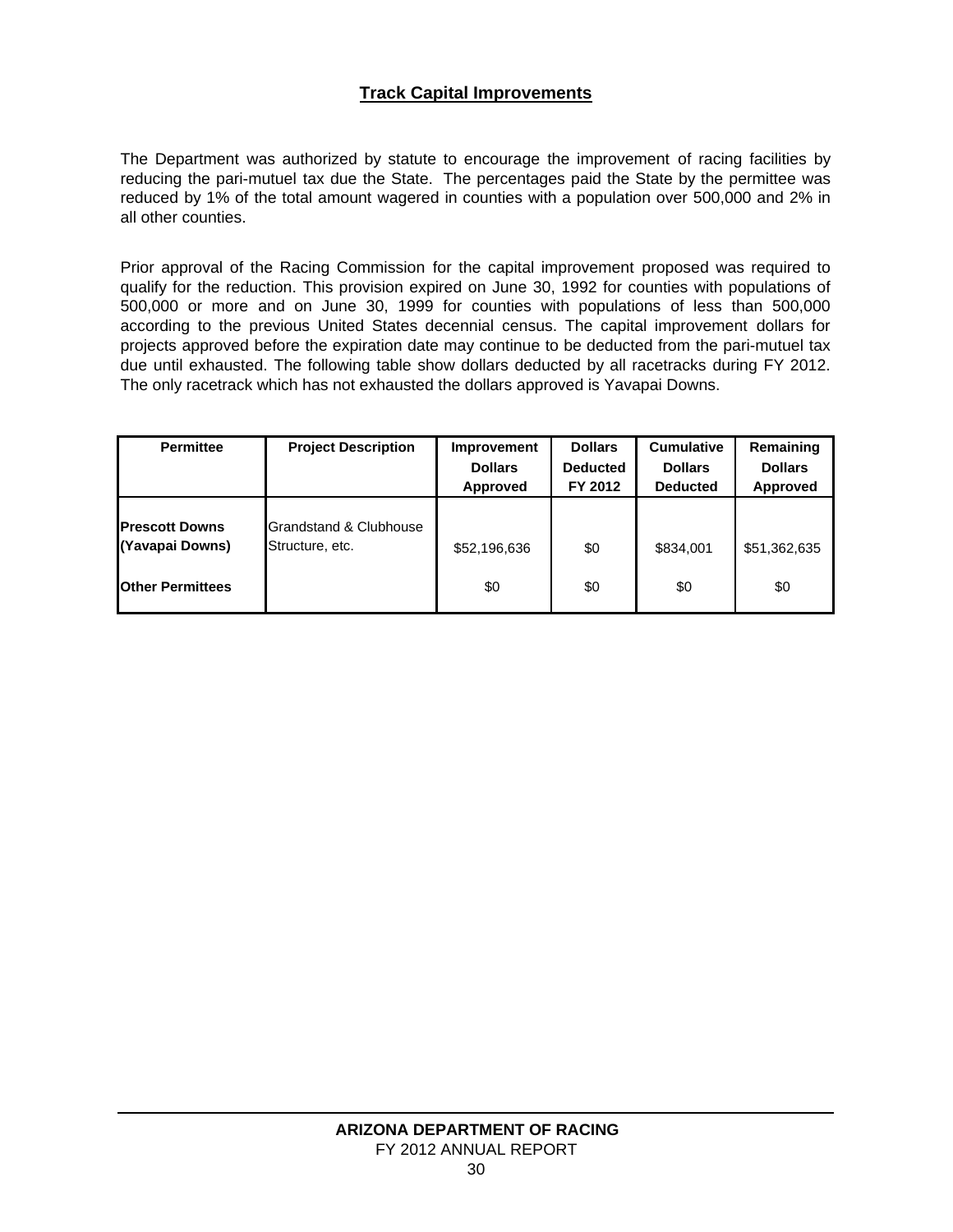## Track Capital Improvements

The Department was authorized by statute to encourage the improvement of racing facilities by reducing the pari-mutuel tax due the State. The percentages paid the State by the permittee was reduced by 1% of the total amount wagered in counties with a population over 500,000 and 2% in all other counties.

Prior approval of the Racing Commission for the capital improvement proposed was required to qualify for the reduction. This provision expired on June 30, 1992 for counties with populations of 500,000 or more and on June 30, 1999 for counties with populations of less than 500,000 according to the previous United States decennial census. The capital improvement dollars for projects approved before the expiration date may continue to be deducted from the pari-mutuel tax due until exhausted. The following table show dollars deducted by all racetracks during FY 2012. The only racetrack which has not exhausted the dollars approved is Yavapai Downs.

| Permittee | Project Description | Improvement Dollars Approved | Dollars Deducted FY 2012 | Cumulative Dollars Deducted | Remaining Dollars Approved |
|---|---|---|---|---|---|
| **Prescott Downs (Yavapai Downs)** | Grandstand & Clubhouse Structure, etc. | $52,196,636 | $0 | $834,001 | $51,362,635 |
| **Other Permittees** | | $0 | $0 | $0 | $0 |